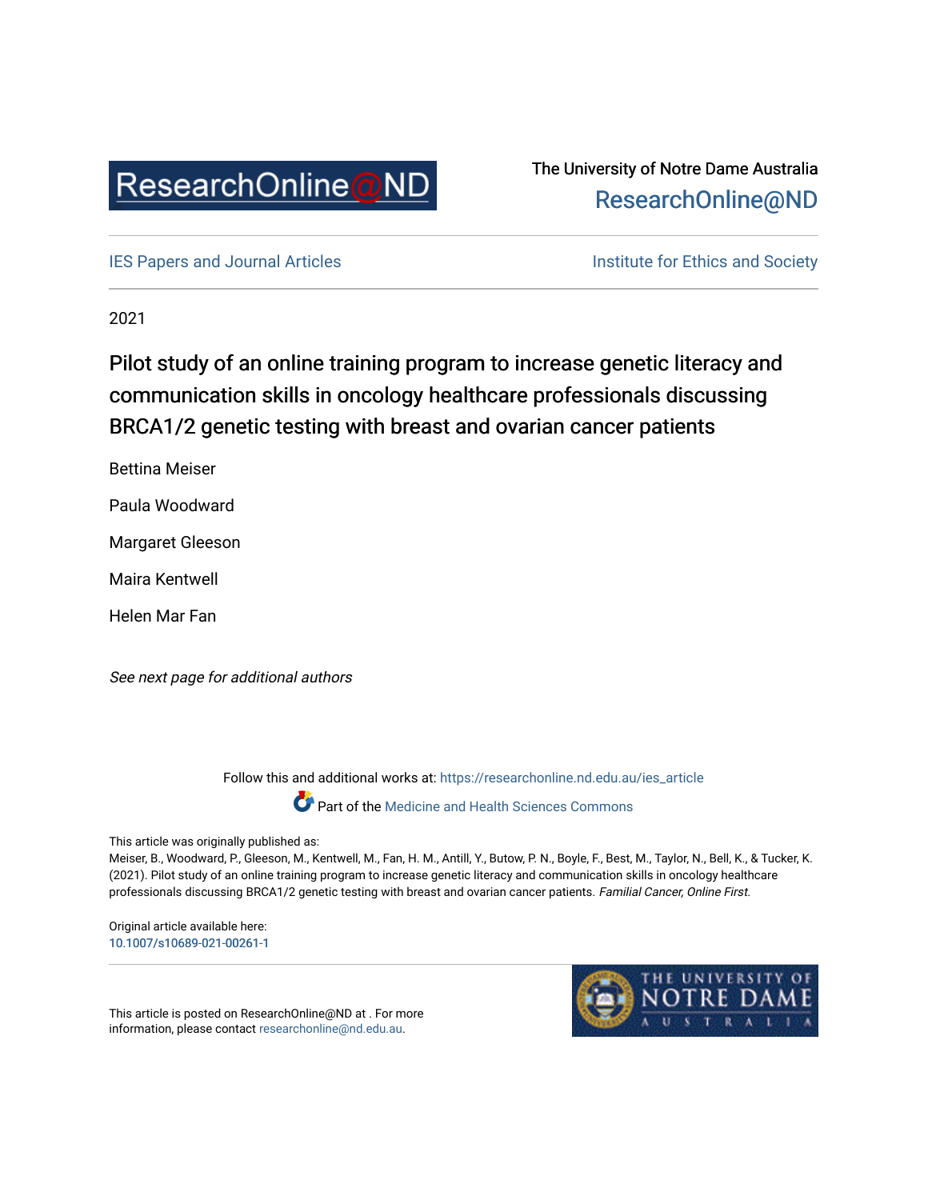ResearchOnline@ND

The University of Notre Dame Australia
ResearchOnline@ND

IES Papers and Journal Articles

Institute for Ethics and Society

2021

# Pilot study of an online training program to increase genetic literacy and communication skills in oncology healthcare professionals discussing BRCA1/2 genetic testing with breast and ovarian cancer patients

Bettina Meiser

Paula Woodward

Margaret Gleeson

Maira Kentwell

Helen Mar Fan

*See next page for additional authors*

Follow this and additional works at: https://researchonline.nd.edu.au/ies_article

Part of the Medicine and Health Sciences Commons

This article was originally published as:
Meiser, B., Woodward, P., Gleeson, M., Kentwell, M., Fan, H. M., Antill, Y., Butow, P. N., Boyle, F., Best, M., Taylor, N., Bell, K., & Tucker, K. (2021). Pilot study of an online training program to increase genetic literacy and communication skills in oncology healthcare professionals discussing BRCA1/2 genetic testing with breast and ovarian cancer patients. *Familial Cancer, Online First*.

Original article available here:
10.1007/s10689-021-00261-1

This article is posted on ResearchOnline@ND at . For more information, please contact researchonline@nd.edu.au.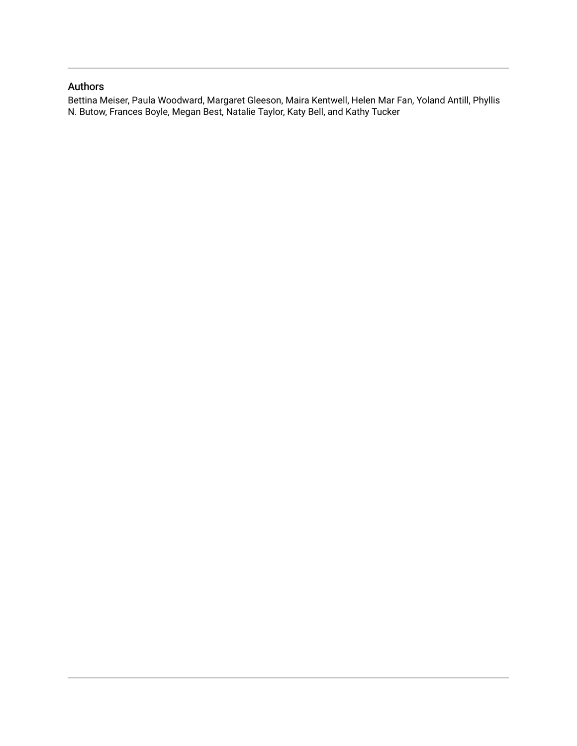## Authors

Bettina Meiser, Paula Woodward, Margaret Gleeson, Maira Kentwell, Helen Mar Fan, Yoland Antill, Phyllis N. Butow, Frances Boyle, Megan Best, Natalie Taylor, Katy Bell, and Kathy Tucker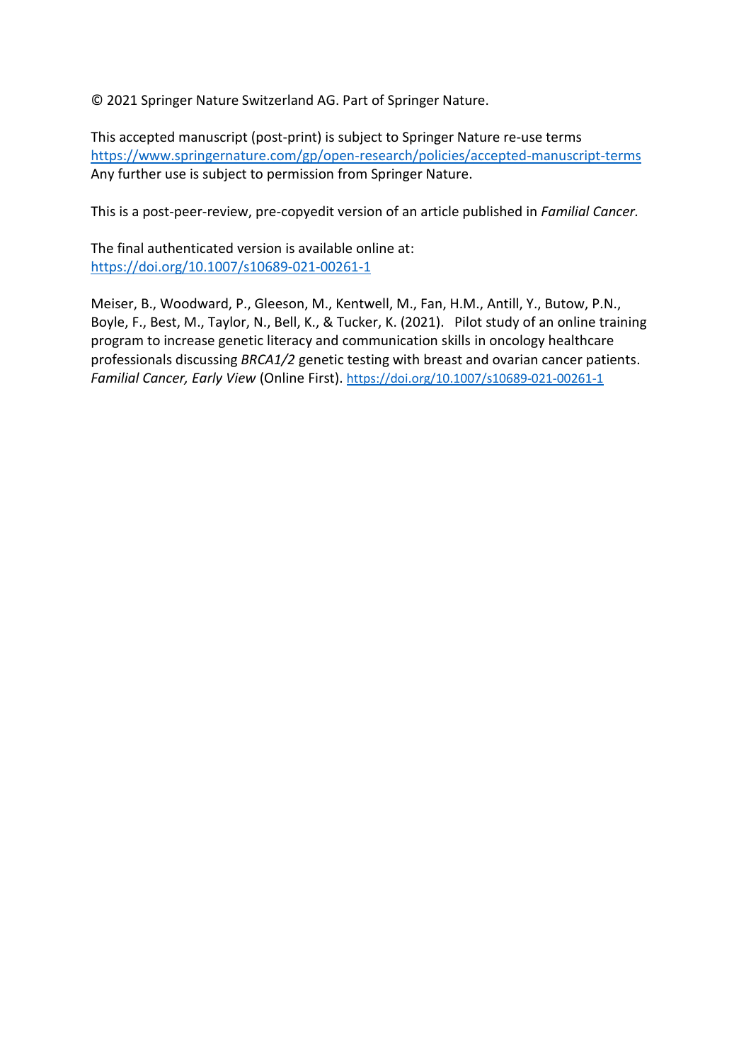© 2021 Springer Nature Switzerland AG. Part of Springer Nature.

This accepted manuscript (post-print) is subject to Springer Nature re-use terms
https://www.springernature.com/gp/open-research/policies/accepted-manuscript-terms
Any further use is subject to permission from Springer Nature.

This is a post-peer-review, pre-copyedit version of an article published in *Familial Cancer.*

The final authenticated version is available online at:
https://doi.org/10.1007/s10689-021-00261-1

Meiser, B., Woodward, P., Gleeson, M., Kentwell, M., Fan, H.M., Antill, Y., Butow, P.N., Boyle, F., Best, M., Taylor, N., Bell, K., & Tucker, K. (2021). Pilot study of an online training program to increase genetic literacy and communication skills in oncology healthcare professionals discussing *BRCA1/2* genetic testing with breast and ovarian cancer patients. *Familial Cancer, Early View* (Online First). https://doi.org/10.1007/s10689-021-00261-1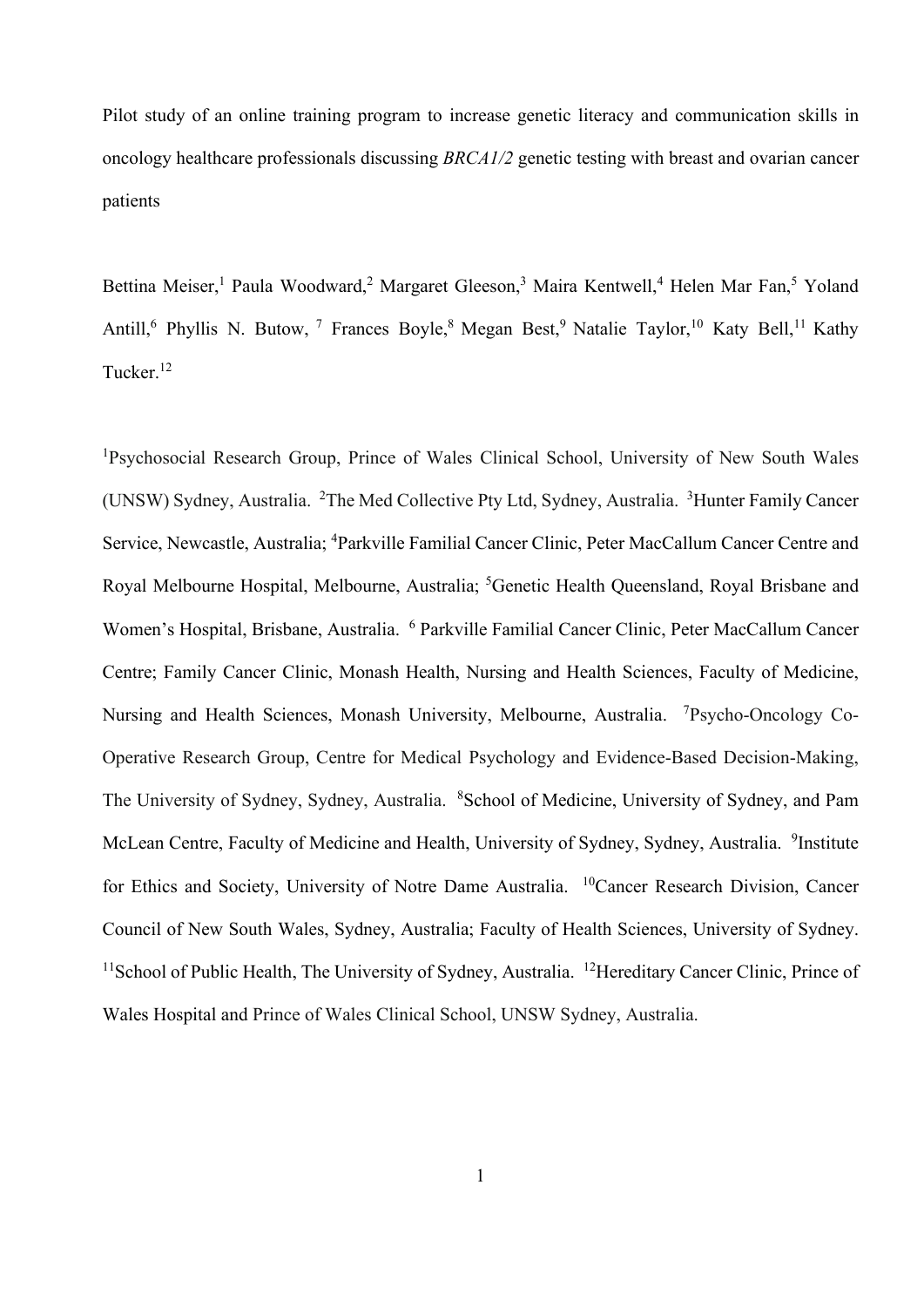Pilot study of an online training program to increase genetic literacy and communication skills in oncology healthcare professionals discussing *BRCA1/2* genetic testing with breast and ovarian cancer patients

Bettina Meiser,[1] Paula Woodward,[2] Margaret Gleeson,[3] Maira Kentwell,[4] Helen Mar Fan,[5] Yoland Antill,[6] Phyllis N. Butow,[7] Frances Boyle,[8] Megan Best,[9] Natalie Taylor,[10] Katy Bell,[11] Kathy Tucker.[12]

[1]Psychosocial Research Group, Prince of Wales Clinical School, University of New South Wales (UNSW) Sydney, Australia. [2]The Med Collective Pty Ltd, Sydney, Australia. [3]Hunter Family Cancer Service, Newcastle, Australia; [4]Parkville Familial Cancer Clinic, Peter MacCallum Cancer Centre and Royal Melbourne Hospital, Melbourne, Australia; [5]Genetic Health Queensland, Royal Brisbane and Women's Hospital, Brisbane, Australia. [6] Parkville Familial Cancer Clinic, Peter MacCallum Cancer Centre; Family Cancer Clinic, Monash Health, Nursing and Health Sciences, Faculty of Medicine, Nursing and Health Sciences, Monash University, Melbourne, Australia. [7]Psycho-Oncology Co-Operative Research Group, Centre for Medical Psychology and Evidence-Based Decision-Making, The University of Sydney, Sydney, Australia. [8]School of Medicine, University of Sydney, and Pam McLean Centre, Faculty of Medicine and Health, University of Sydney, Sydney, Australia. [9]Institute for Ethics and Society, University of Notre Dame Australia. [10]Cancer Research Division, Cancer Council of New South Wales, Sydney, Australia; Faculty of Health Sciences, University of Sydney. [11]School of Public Health, The University of Sydney, Australia. [12]Hereditary Cancer Clinic, Prince of Wales Hospital and Prince of Wales Clinical School, UNSW Sydney, Australia.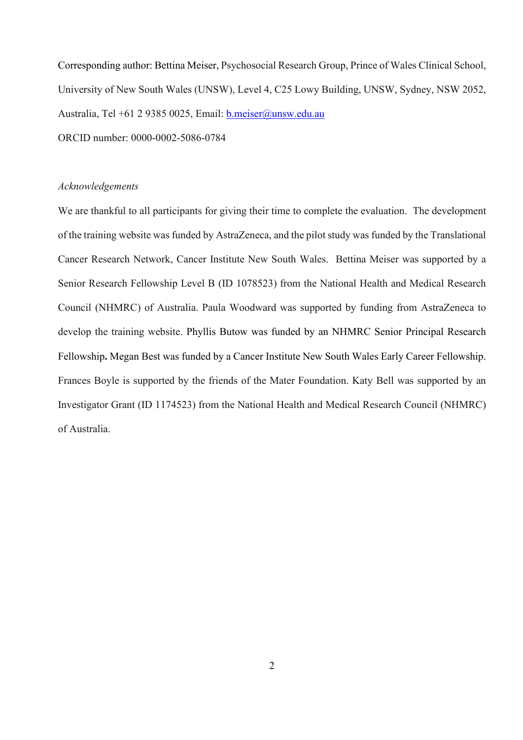Corresponding author: Bettina Meiser, Psychosocial Research Group, Prince of Wales Clinical School, University of New South Wales (UNSW), Level 4, C25 Lowy Building, UNSW, Sydney, NSW 2052, Australia, Tel +61 2 9385 0025, Email: b.meiser@unsw.edu.au

ORCID number: 0000-0002-5086-0784

*Acknowledgements*

We are thankful to all participants for giving their time to complete the evaluation. The development of the training website was funded by AstraZeneca, and the pilot study was funded by the Translational Cancer Research Network, Cancer Institute New South Wales. Bettina Meiser was supported by a Senior Research Fellowship Level B (ID 1078523) from the National Health and Medical Research Council (NHMRC) of Australia. Paula Woodward was supported by funding from AstraZeneca to develop the training website. Phyllis Butow was funded by an NHMRC Senior Principal Research Fellowship**.** Megan Best was funded by a Cancer Institute New South Wales Early Career Fellowship. Frances Boyle is supported by the friends of the Mater Foundation. Katy Bell was supported by an Investigator Grant (ID 1174523) from the National Health and Medical Research Council (NHMRC) of Australia.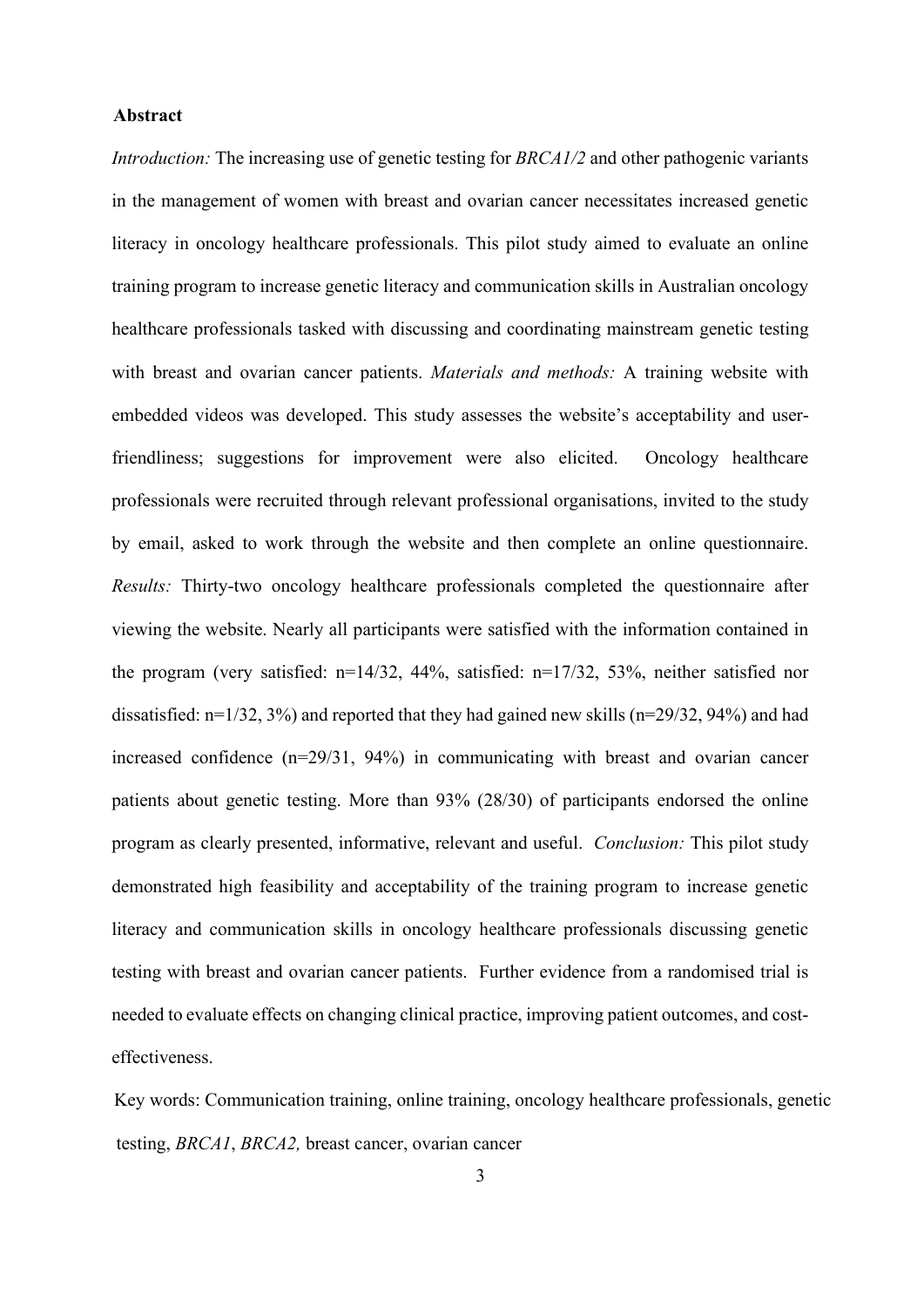## Abstract

*Introduction:* The increasing use of genetic testing for *BRCA1/2* and other pathogenic variants in the management of women with breast and ovarian cancer necessitates increased genetic literacy in oncology healthcare professionals. This pilot study aimed to evaluate an online training program to increase genetic literacy and communication skills in Australian oncology healthcare professionals tasked with discussing and coordinating mainstream genetic testing with breast and ovarian cancer patients. *Materials and methods:* A training website with embedded videos was developed. This study assesses the website's acceptability and user-friendliness; suggestions for improvement were also elicited. Oncology healthcare professionals were recruited through relevant professional organisations, invited to the study by email, asked to work through the website and then complete an online questionnaire. *Results:* Thirty-two oncology healthcare professionals completed the questionnaire after viewing the website. Nearly all participants were satisfied with the information contained in the program (very satisfied: n=14/32, 44%, satisfied: n=17/32, 53%, neither satisfied nor dissatisfied: n=1/32, 3%) and reported that they had gained new skills (n=29/32, 94%) and had increased confidence (n=29/31, 94%) in communicating with breast and ovarian cancer patients about genetic testing. More than 93% (28/30) of participants endorsed the online program as clearly presented, informative, relevant and useful. *Conclusion:* This pilot study demonstrated high feasibility and acceptability of the training program to increase genetic literacy and communication skills in oncology healthcare professionals discussing genetic testing with breast and ovarian cancer patients. Further evidence from a randomised trial is needed to evaluate effects on changing clinical practice, improving patient outcomes, and cost-effectiveness.

Key words: Communication training, online training, oncology healthcare professionals, genetic testing, *BRCA1*, *BRCA2,* breast cancer, ovarian cancer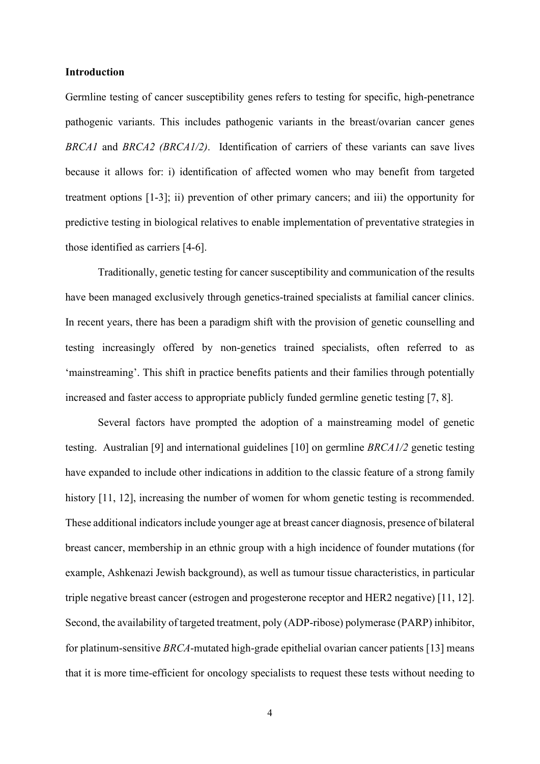**Introduction**

Germline testing of cancer susceptibility genes refers to testing for specific, high-penetrance pathogenic variants. This includes pathogenic variants in the breast/ovarian cancer genes *BRCA1* and *BRCA2 (BRCA1/2)*. Identification of carriers of these variants can save lives because it allows for: i) identification of affected women who may benefit from targeted treatment options [1-3]; ii) prevention of other primary cancers; and iii) the opportunity for predictive testing in biological relatives to enable implementation of preventative strategies in those identified as carriers [4-6].

Traditionally, genetic testing for cancer susceptibility and communication of the results have been managed exclusively through genetics-trained specialists at familial cancer clinics. In recent years, there has been a paradigm shift with the provision of genetic counselling and testing increasingly offered by non-genetics trained specialists, often referred to as 'mainstreaming'. This shift in practice benefits patients and their families through potentially increased and faster access to appropriate publicly funded germline genetic testing [7, 8].

Several factors have prompted the adoption of a mainstreaming model of genetic testing. Australian [9] and international guidelines [10] on germline *BRCA1/2* genetic testing have expanded to include other indications in addition to the classic feature of a strong family history [11, 12], increasing the number of women for whom genetic testing is recommended. These additional indicators include younger age at breast cancer diagnosis, presence of bilateral breast cancer, membership in an ethnic group with a high incidence of founder mutations (for example, Ashkenazi Jewish background), as well as tumour tissue characteristics, in particular triple negative breast cancer (estrogen and progesterone receptor and HER2 negative) [11, 12]. Second, the availability of targeted treatment, poly (ADP-ribose) polymerase (PARP) inhibitor, for platinum-sensitive *BRCA*-mutated high-grade epithelial ovarian cancer patients [13] means that it is more time-efficient for oncology specialists to request these tests without needing to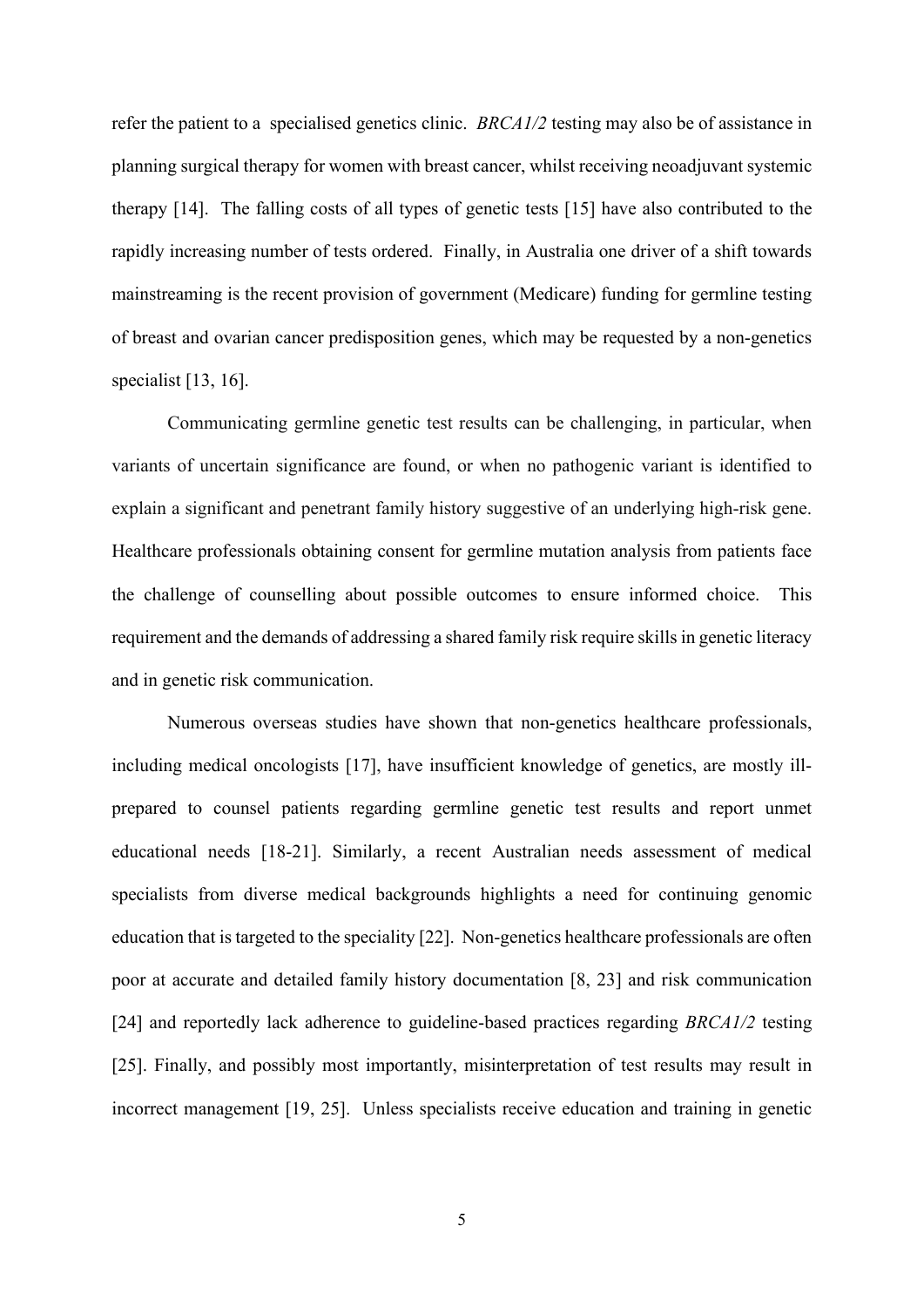refer the patient to a specialised genetics clinic. *BRCA1/2* testing may also be of assistance in planning surgical therapy for women with breast cancer, whilst receiving neoadjuvant systemic therapy [14]. The falling costs of all types of genetic tests [15] have also contributed to the rapidly increasing number of tests ordered. Finally, in Australia one driver of a shift towards mainstreaming is the recent provision of government (Medicare) funding for germline testing of breast and ovarian cancer predisposition genes, which may be requested by a non-genetics specialist [13, 16].

Communicating germline genetic test results can be challenging, in particular, when variants of uncertain significance are found, or when no pathogenic variant is identified to explain a significant and penetrant family history suggestive of an underlying high-risk gene. Healthcare professionals obtaining consent for germline mutation analysis from patients face the challenge of counselling about possible outcomes to ensure informed choice. This requirement and the demands of addressing a shared family risk require skills in genetic literacy and in genetic risk communication.

Numerous overseas studies have shown that non-genetics healthcare professionals, including medical oncologists [17], have insufficient knowledge of genetics, are mostly ill-prepared to counsel patients regarding germline genetic test results and report unmet educational needs [18-21]. Similarly, a recent Australian needs assessment of medical specialists from diverse medical backgrounds highlights a need for continuing genomic education that is targeted to the speciality [22]. Non-genetics healthcare professionals are often poor at accurate and detailed family history documentation [8, 23] and risk communication [24] and reportedly lack adherence to guideline-based practices regarding *BRCA1/2* testing [25]. Finally, and possibly most importantly, misinterpretation of test results may result in incorrect management [19, 25]. Unless specialists receive education and training in genetic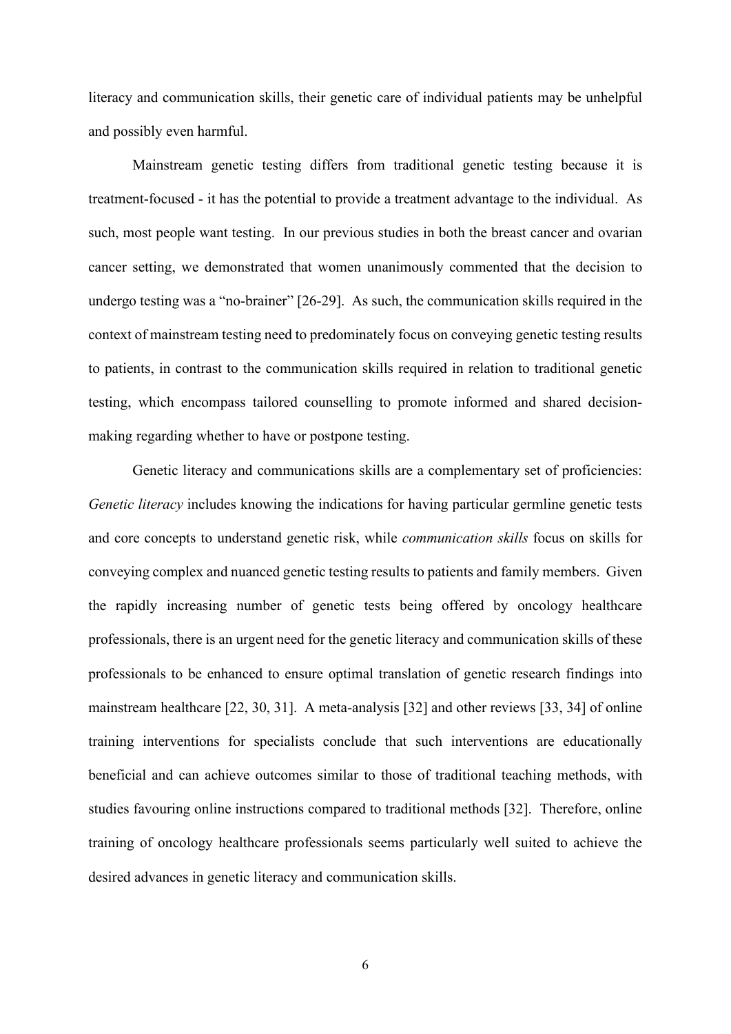literacy and communication skills, their genetic care of individual patients may be unhelpful and possibly even harmful.

Mainstream genetic testing differs from traditional genetic testing because it is treatment-focused - it has the potential to provide a treatment advantage to the individual. As such, most people want testing. In our previous studies in both the breast cancer and ovarian cancer setting, we demonstrated that women unanimously commented that the decision to undergo testing was a "no-brainer" [26-29]. As such, the communication skills required in the context of mainstream testing need to predominately focus on conveying genetic testing results to patients, in contrast to the communication skills required in relation to traditional genetic testing, which encompass tailored counselling to promote informed and shared decision-making regarding whether to have or postpone testing.

Genetic literacy and communications skills are a complementary set of proficiencies: *Genetic literacy* includes knowing the indications for having particular germline genetic tests and core concepts to understand genetic risk, while *communication skills* focus on skills for conveying complex and nuanced genetic testing results to patients and family members. Given the rapidly increasing number of genetic tests being offered by oncology healthcare professionals, there is an urgent need for the genetic literacy and communication skills of these professionals to be enhanced to ensure optimal translation of genetic research findings into mainstream healthcare [22, 30, 31]. A meta-analysis [32] and other reviews [33, 34] of online training interventions for specialists conclude that such interventions are educationally beneficial and can achieve outcomes similar to those of traditional teaching methods, with studies favouring online instructions compared to traditional methods [32]. Therefore, online training of oncology healthcare professionals seems particularly well suited to achieve the desired advances in genetic literacy and communication skills.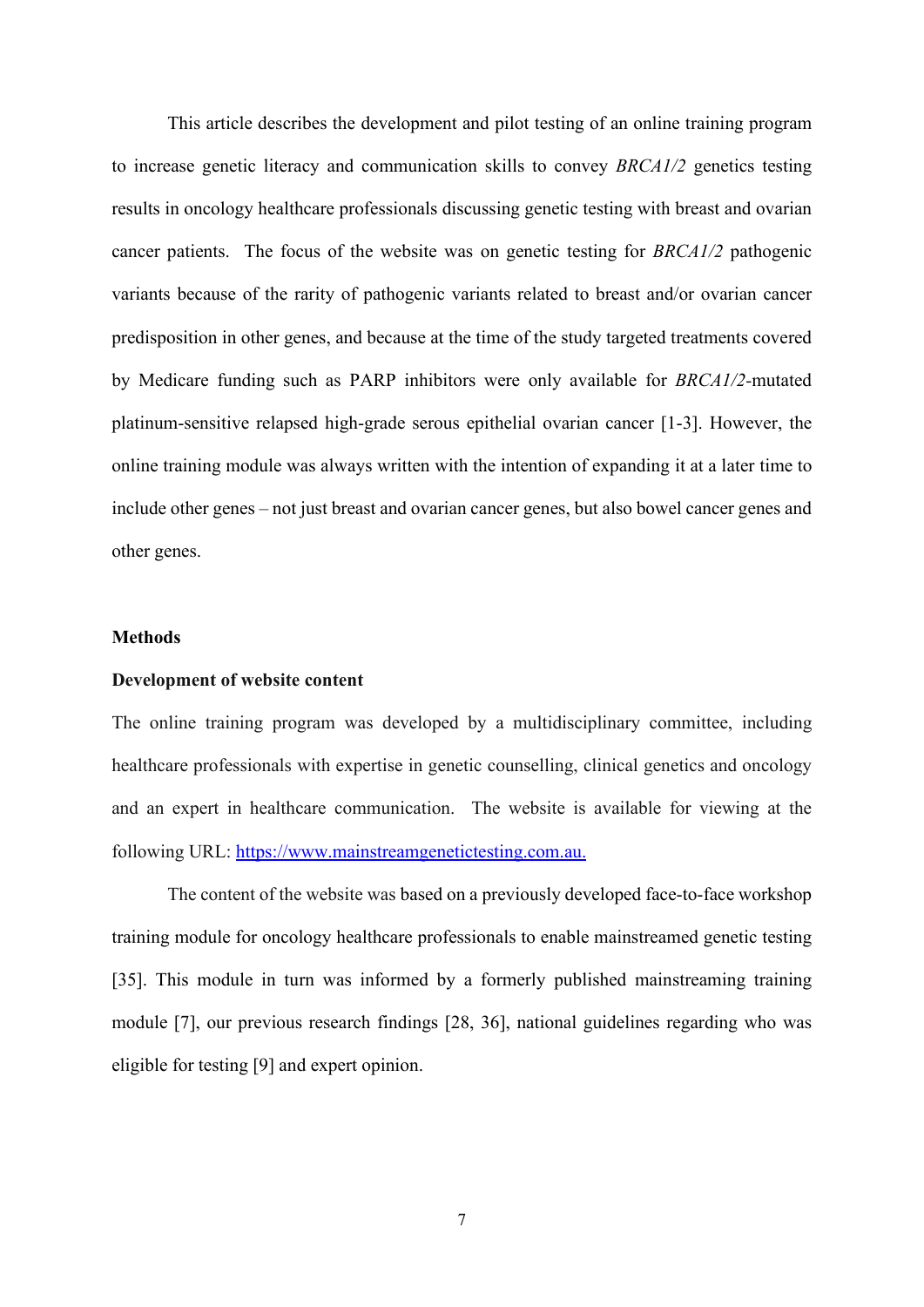This article describes the development and pilot testing of an online training program to increase genetic literacy and communication skills to convey *BRCA1/2* genetics testing results in oncology healthcare professionals discussing genetic testing with breast and ovarian cancer patients. The focus of the website was on genetic testing for *BRCA1/2* pathogenic variants because of the rarity of pathogenic variants related to breast and/or ovarian cancer predisposition in other genes, and because at the time of the study targeted treatments covered by Medicare funding such as PARP inhibitors were only available for *BRCA1/2*-mutated platinum-sensitive relapsed high-grade serous epithelial ovarian cancer [1-3]. However, the online training module was always written with the intention of expanding it at a later time to include other genes – not just breast and ovarian cancer genes, but also bowel cancer genes and other genes.

## Methods

### Development of website content

The online training program was developed by a multidisciplinary committee, including healthcare professionals with expertise in genetic counselling, clinical genetics and oncology and an expert in healthcare communication. The website is available for viewing at the following URL: https://www.mainstreamgenetictesting.com.au.

The content of the website was based on a previously developed face-to-face workshop training module for oncology healthcare professionals to enable mainstreamed genetic testing [35]. This module in turn was informed by a formerly published mainstreaming training module [7], our previous research findings [28, 36], national guidelines regarding who was eligible for testing [9] and expert opinion.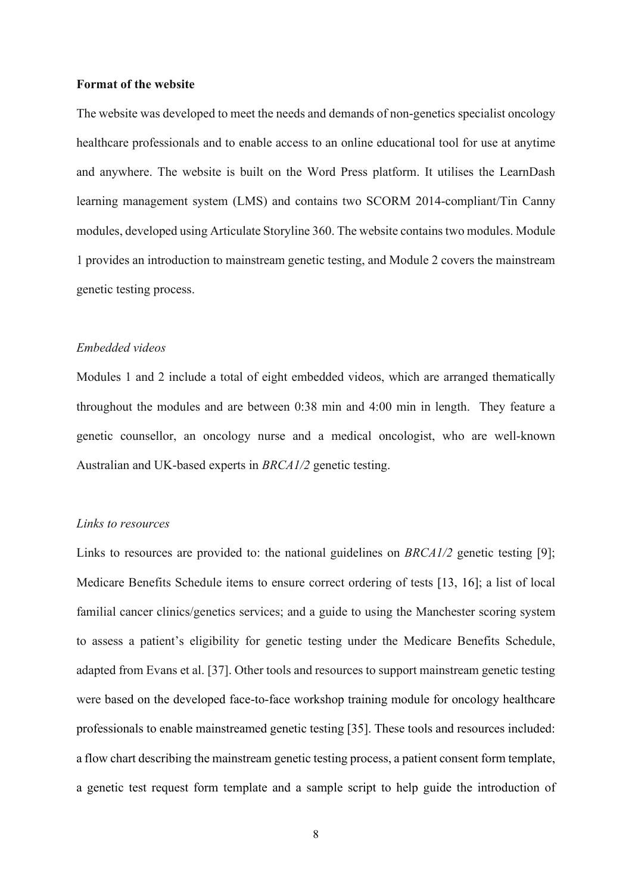**Format of the website**

The website was developed to meet the needs and demands of non-genetics specialist oncology healthcare professionals and to enable access to an online educational tool for use at anytime and anywhere. The website is built on the Word Press platform. It utilises the LearnDash learning management system (LMS) and contains two SCORM 2014-compliant/Tin Canny modules, developed using Articulate Storyline 360. The website contains two modules. Module 1 provides an introduction to mainstream genetic testing, and Module 2 covers the mainstream genetic testing process.

*Embedded videos*

Modules 1 and 2 include a total of eight embedded videos, which are arranged thematically throughout the modules and are between 0:38 min and 4:00 min in length. They feature a genetic counsellor, an oncology nurse and a medical oncologist, who are well-known Australian and UK-based experts in *BRCA1/2* genetic testing.

*Links to resources*

Links to resources are provided to: the national guidelines on *BRCA1/2* genetic testing [9]; Medicare Benefits Schedule items to ensure correct ordering of tests [13, 16]; a list of local familial cancer clinics/genetics services; and a guide to using the Manchester scoring system to assess a patient's eligibility for genetic testing under the Medicare Benefits Schedule, adapted from Evans et al. [37]. Other tools and resources to support mainstream genetic testing were based on the developed face-to-face workshop training module for oncology healthcare professionals to enable mainstreamed genetic testing [35]. These tools and resources included: a flow chart describing the mainstream genetic testing process, a patient consent form template, a genetic test request form template and a sample script to help guide the introduction of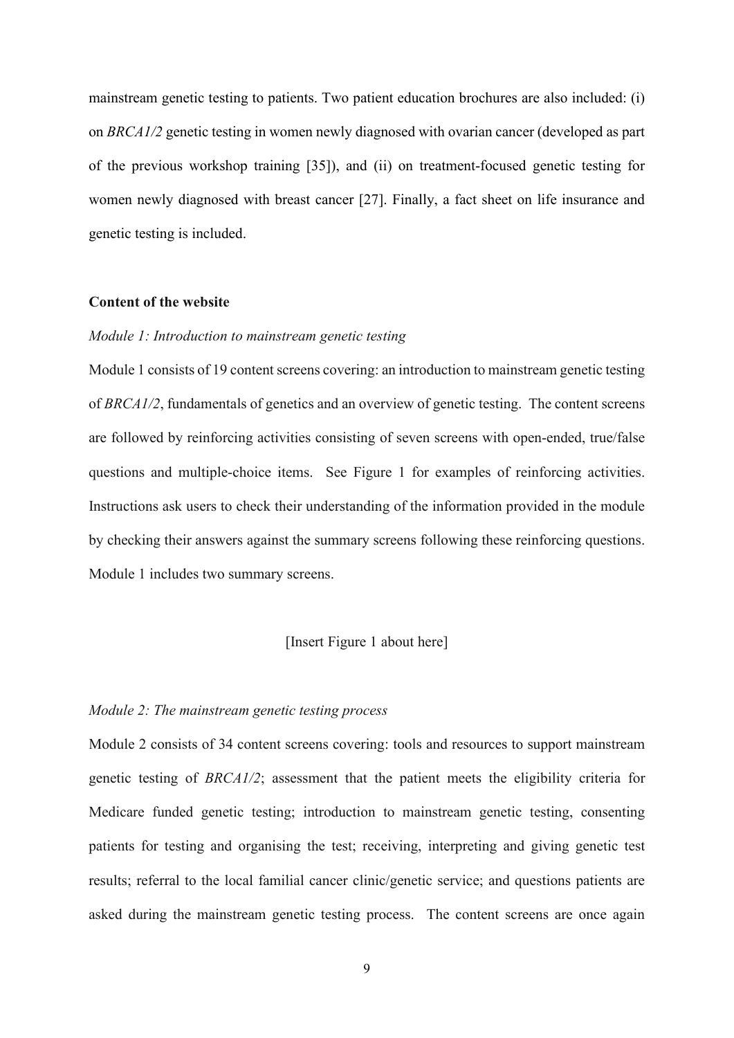mainstream genetic testing to patients. Two patient education brochures are also included: (i) on *BRCA1/2* genetic testing in women newly diagnosed with ovarian cancer (developed as part of the previous workshop training [35]), and (ii) on treatment-focused genetic testing for women newly diagnosed with breast cancer [27]. Finally, a fact sheet on life insurance and genetic testing is included.

**Content of the website**

*Module 1: Introduction to mainstream genetic testing*

Module 1 consists of 19 content screens covering: an introduction to mainstream genetic testing of *BRCA1/2*, fundamentals of genetics and an overview of genetic testing. The content screens are followed by reinforcing activities consisting of seven screens with open-ended, true/false questions and multiple-choice items. See Figure 1 for examples of reinforcing activities. Instructions ask users to check their understanding of the information provided in the module by checking their answers against the summary screens following these reinforcing questions. Module 1 includes two summary screens.

[Insert Figure 1 about here]

*Module 2: The mainstream genetic testing process*

Module 2 consists of 34 content screens covering: tools and resources to support mainstream genetic testing of *BRCA1/2*; assessment that the patient meets the eligibility criteria for Medicare funded genetic testing; introduction to mainstream genetic testing, consenting patients for testing and organising the test; receiving, interpreting and giving genetic test results; referral to the local familial cancer clinic/genetic service; and questions patients are asked during the mainstream genetic testing process. The content screens are once again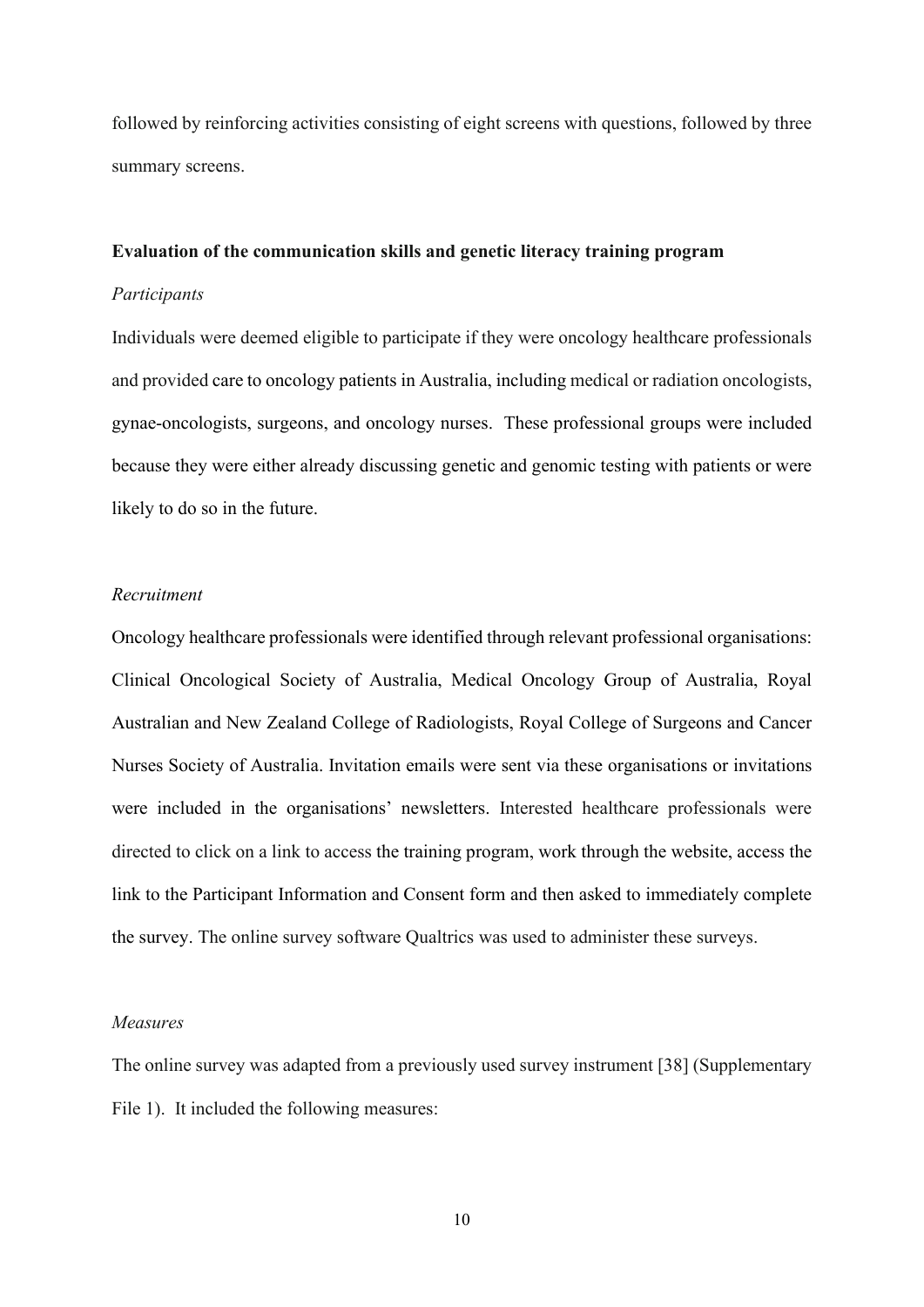followed by reinforcing activities consisting of eight screens with questions, followed by three summary screens.

**Evaluation of the communication skills and genetic literacy training program**

*Participants*

Individuals were deemed eligible to participate if they were oncology healthcare professionals and provided care to oncology patients in Australia, including medical or radiation oncologists, gynae-oncologists, surgeons, and oncology nurses. These professional groups were included because they were either already discussing genetic and genomic testing with patients or were likely to do so in the future.

*Recruitment*

Oncology healthcare professionals were identified through relevant professional organisations: Clinical Oncological Society of Australia, Medical Oncology Group of Australia, Royal Australian and New Zealand College of Radiologists, Royal College of Surgeons and Cancer Nurses Society of Australia. Invitation emails were sent via these organisations or invitations were included in the organisations' newsletters. Interested healthcare professionals were directed to click on a link to access the training program, work through the website, access the link to the Participant Information and Consent form and then asked to immediately complete the survey. The online survey software Qualtrics was used to administer these surveys.

*Measures*

The online survey was adapted from a previously used survey instrument [38] (Supplementary File 1). It included the following measures: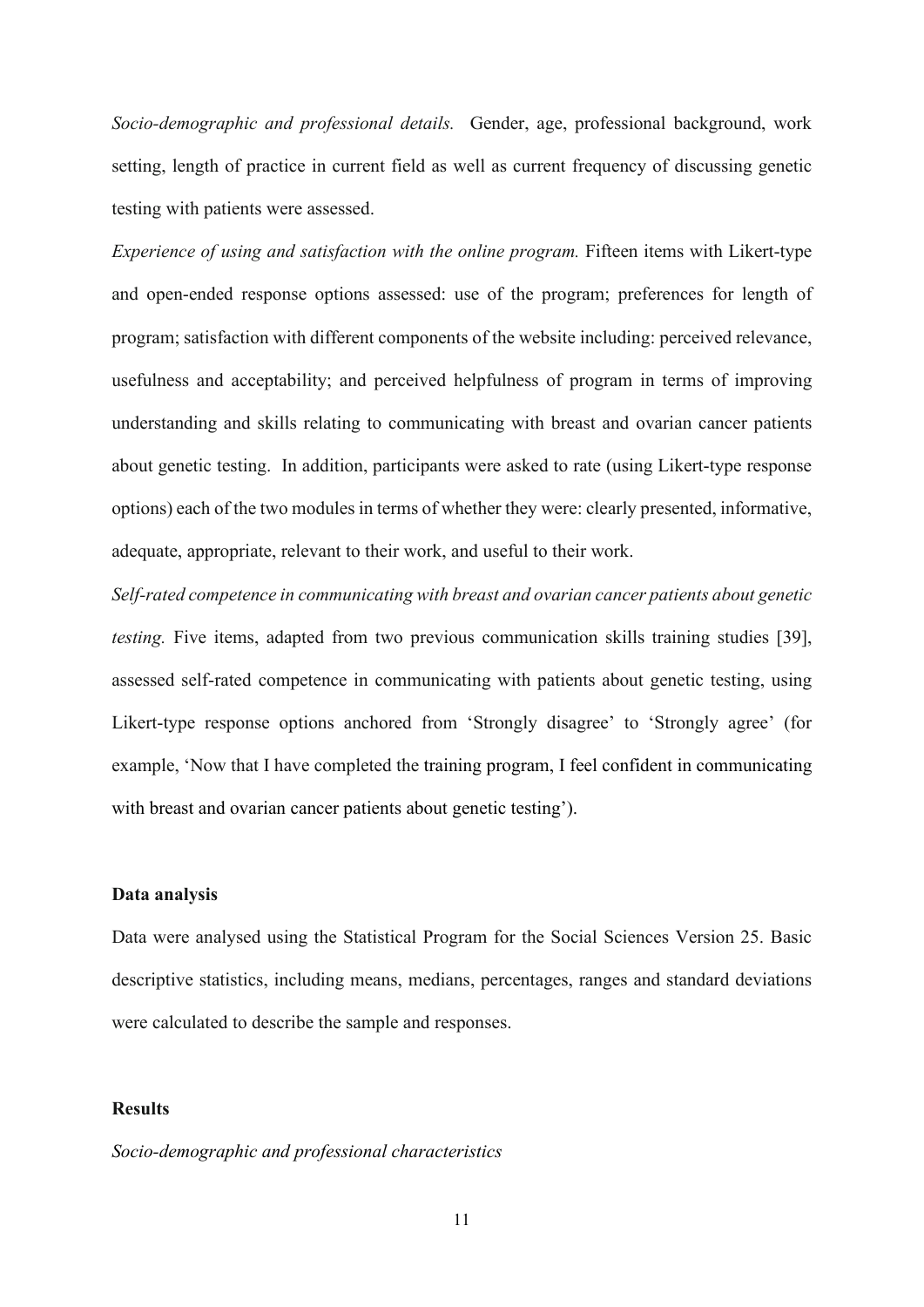*Socio-demographic and professional details.* Gender, age, professional background, work setting, length of practice in current field as well as current frequency of discussing genetic testing with patients were assessed.

*Experience of using and satisfaction with the online program.* Fifteen items with Likert-type and open-ended response options assessed: use of the program; preferences for length of program; satisfaction with different components of the website including: perceived relevance, usefulness and acceptability; and perceived helpfulness of program in terms of improving understanding and skills relating to communicating with breast and ovarian cancer patients about genetic testing. In addition, participants were asked to rate (using Likert-type response options) each of the two modules in terms of whether they were: clearly presented, informative, adequate, appropriate, relevant to their work, and useful to their work.

*Self-rated competence in communicating with breast and ovarian cancer patients about genetic testing.* Five items, adapted from two previous communication skills training studies [39], assessed self-rated competence in communicating with patients about genetic testing, using Likert-type response options anchored from 'Strongly disagree' to 'Strongly agree' (for example, 'Now that I have completed the training program, I feel confident in communicating with breast and ovarian cancer patients about genetic testing').

**Data analysis**

Data were analysed using the Statistical Program for the Social Sciences Version 25. Basic descriptive statistics, including means, medians, percentages, ranges and standard deviations were calculated to describe the sample and responses.

**Results**

*Socio-demographic and professional characteristics*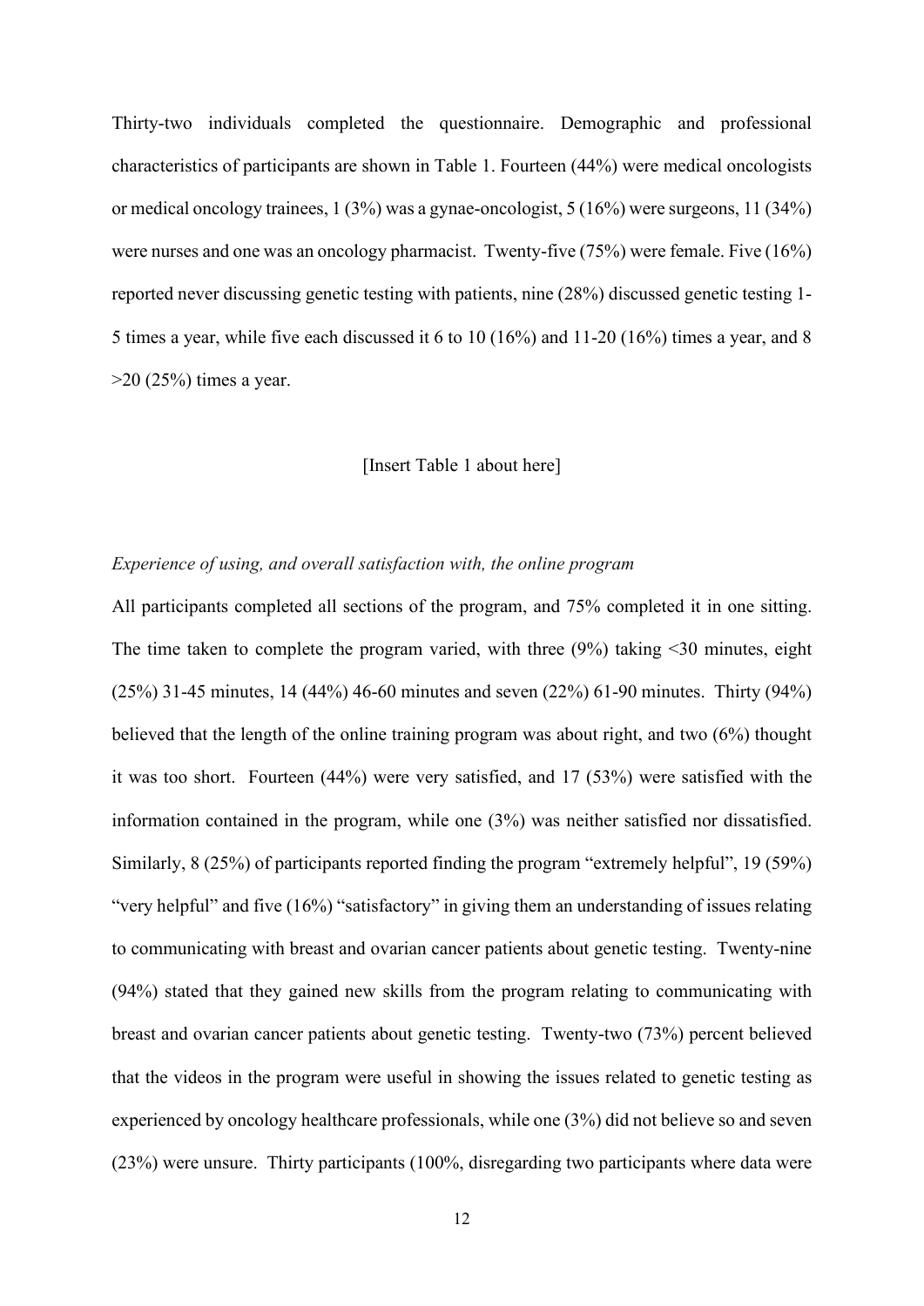Thirty-two individuals completed the questionnaire. Demographic and professional characteristics of participants are shown in Table 1. Fourteen (44%) were medical oncologists or medical oncology trainees, 1 (3%) was a gynae-oncologist, 5 (16%) were surgeons, 11 (34%) were nurses and one was an oncology pharmacist. Twenty-five (75%) were female. Five (16%) reported never discussing genetic testing with patients, nine (28%) discussed genetic testing 1-5 times a year, while five each discussed it 6 to 10 (16%) and 11-20 (16%) times a year, and 8 >20 (25%) times a year.

[Insert Table 1 about here]

*Experience of using, and overall satisfaction with, the online program*

All participants completed all sections of the program, and 75% completed it in one sitting. The time taken to complete the program varied, with three (9%) taking <30 minutes, eight (25%) 31-45 minutes, 14 (44%) 46-60 minutes and seven (22%) 61-90 minutes. Thirty (94%) believed that the length of the online training program was about right, and two (6%) thought it was too short. Fourteen (44%) were very satisfied, and 17 (53%) were satisfied with the information contained in the program, while one (3%) was neither satisfied nor dissatisfied. Similarly, 8 (25%) of participants reported finding the program "extremely helpful", 19 (59%) "very helpful" and five (16%) "satisfactory" in giving them an understanding of issues relating to communicating with breast and ovarian cancer patients about genetic testing. Twenty-nine (94%) stated that they gained new skills from the program relating to communicating with breast and ovarian cancer patients about genetic testing. Twenty-two (73%) percent believed that the videos in the program were useful in showing the issues related to genetic testing as experienced by oncology healthcare professionals, while one (3%) did not believe so and seven (23%) were unsure. Thirty participants (100%, disregarding two participants where data were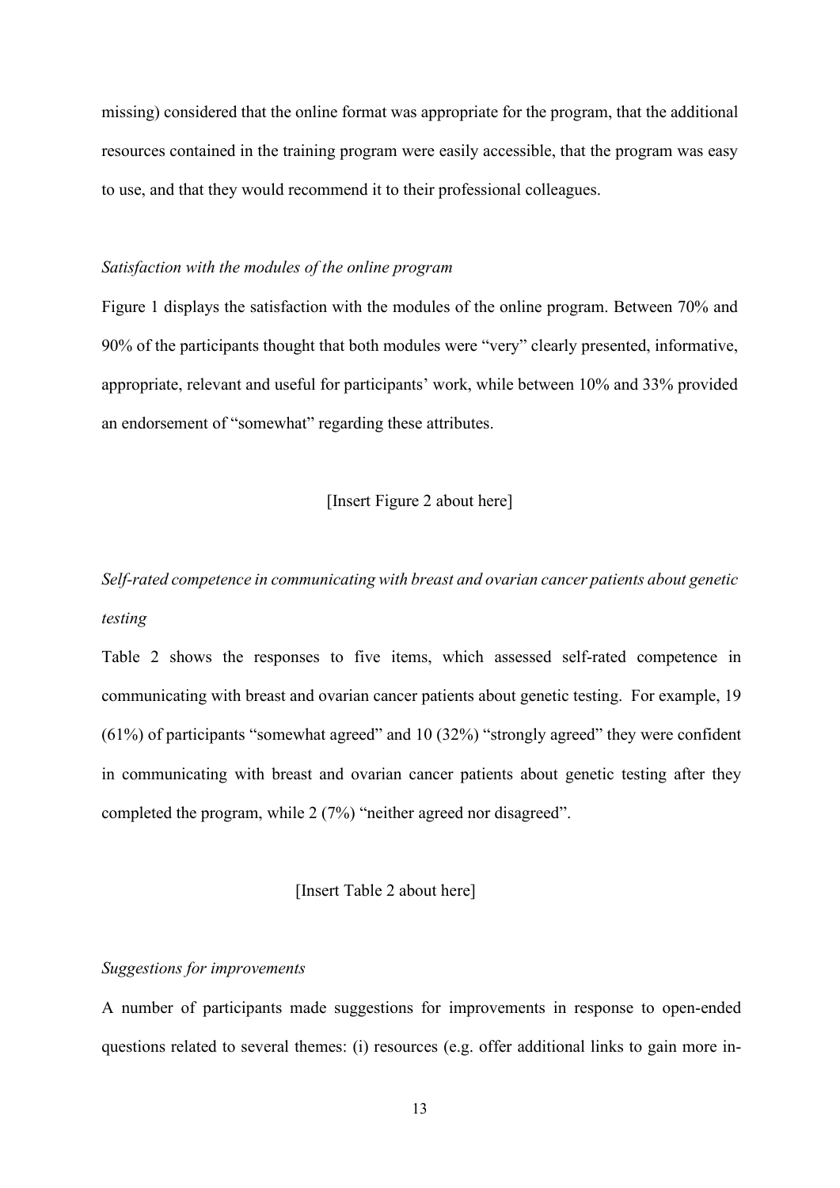missing) considered that the online format was appropriate for the program, that the additional resources contained in the training program were easily accessible, that the program was easy to use, and that they would recommend it to their professional colleagues.

*Satisfaction with the modules of the online program*

Figure 1 displays the satisfaction with the modules of the online program. Between 70% and 90% of the participants thought that both modules were "very" clearly presented, informative, appropriate, relevant and useful for participants' work, while between 10% and 33% provided an endorsement of "somewhat" regarding these attributes.

[Insert Figure 2 about here]

*Self-rated competence in communicating with breast and ovarian cancer patients about genetic testing*

Table 2 shows the responses to five items, which assessed self-rated competence in communicating with breast and ovarian cancer patients about genetic testing. For example, 19 (61%) of participants "somewhat agreed" and 10 (32%) "strongly agreed" they were confident in communicating with breast and ovarian cancer patients about genetic testing after they completed the program, while 2 (7%) "neither agreed nor disagreed".

[Insert Table 2 about here]

*Suggestions for improvements*

A number of participants made suggestions for improvements in response to open-ended questions related to several themes: (i) resources (e.g. offer additional links to gain more in-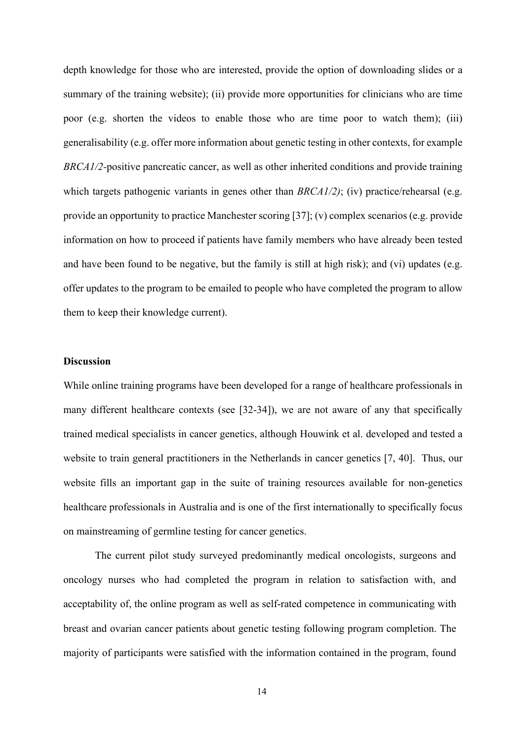depth knowledge for those who are interested, provide the option of downloading slides or a summary of the training website); (ii) provide more opportunities for clinicians who are time poor (e.g. shorten the videos to enable those who are time poor to watch them); (iii) generalisability (e.g. offer more information about genetic testing in other contexts, for example *BRCA1/2*-positive pancreatic cancer, as well as other inherited conditions and provide training which targets pathogenic variants in genes other than *BRCA1/2)*; (iv) practice/rehearsal (e.g. provide an opportunity to practice Manchester scoring [37]; (v) complex scenarios (e.g. provide information on how to proceed if patients have family members who have already been tested and have been found to be negative, but the family is still at high risk); and (vi) updates (e.g. offer updates to the program to be emailed to people who have completed the program to allow them to keep their knowledge current).

**Discussion**

While online training programs have been developed for a range of healthcare professionals in many different healthcare contexts (see [32-34]), we are not aware of any that specifically trained medical specialists in cancer genetics, although Houwink et al. developed and tested a website to train general practitioners in the Netherlands in cancer genetics [7, 40]. Thus, our website fills an important gap in the suite of training resources available for non-genetics healthcare professionals in Australia and is one of the first internationally to specifically focus on mainstreaming of germline testing for cancer genetics.

The current pilot study surveyed predominantly medical oncologists, surgeons and oncology nurses who had completed the program in relation to satisfaction with, and acceptability of, the online program as well as self-rated competence in communicating with breast and ovarian cancer patients about genetic testing following program completion. The majority of participants were satisfied with the information contained in the program, found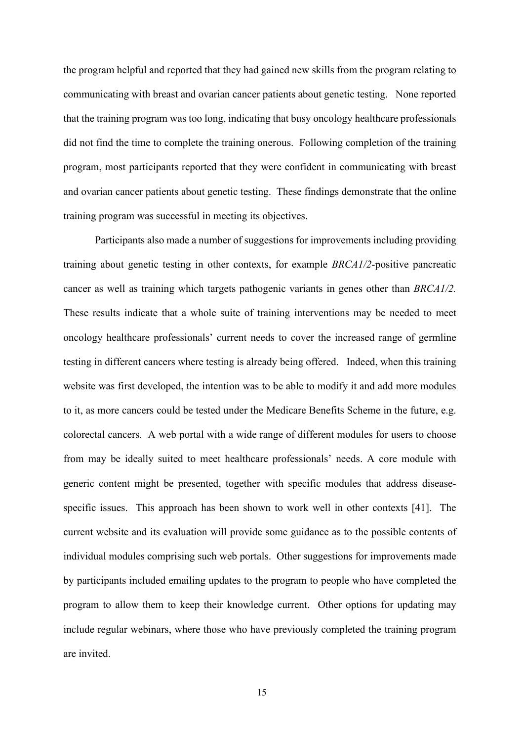the program helpful and reported that they had gained new skills from the program relating to communicating with breast and ovarian cancer patients about genetic testing. None reported that the training program was too long, indicating that busy oncology healthcare professionals did not find the time to complete the training onerous. Following completion of the training program, most participants reported that they were confident in communicating with breast and ovarian cancer patients about genetic testing. These findings demonstrate that the online training program was successful in meeting its objectives.

Participants also made a number of suggestions for improvements including providing training about genetic testing in other contexts, for example *BRCA1/2*-positive pancreatic cancer as well as training which targets pathogenic variants in genes other than *BRCA1/2.* These results indicate that a whole suite of training interventions may be needed to meet oncology healthcare professionals' current needs to cover the increased range of germline testing in different cancers where testing is already being offered. Indeed, when this training website was first developed, the intention was to be able to modify it and add more modules to it, as more cancers could be tested under the Medicare Benefits Scheme in the future, e.g. colorectal cancers. A web portal with a wide range of different modules for users to choose from may be ideally suited to meet healthcare professionals' needs. A core module with generic content might be presented, together with specific modules that address disease-specific issues. This approach has been shown to work well in other contexts [41]. The current website and its evaluation will provide some guidance as to the possible contents of individual modules comprising such web portals. Other suggestions for improvements made by participants included emailing updates to the program to people who have completed the program to allow them to keep their knowledge current. Other options for updating may include regular webinars, where those who have previously completed the training program are invited.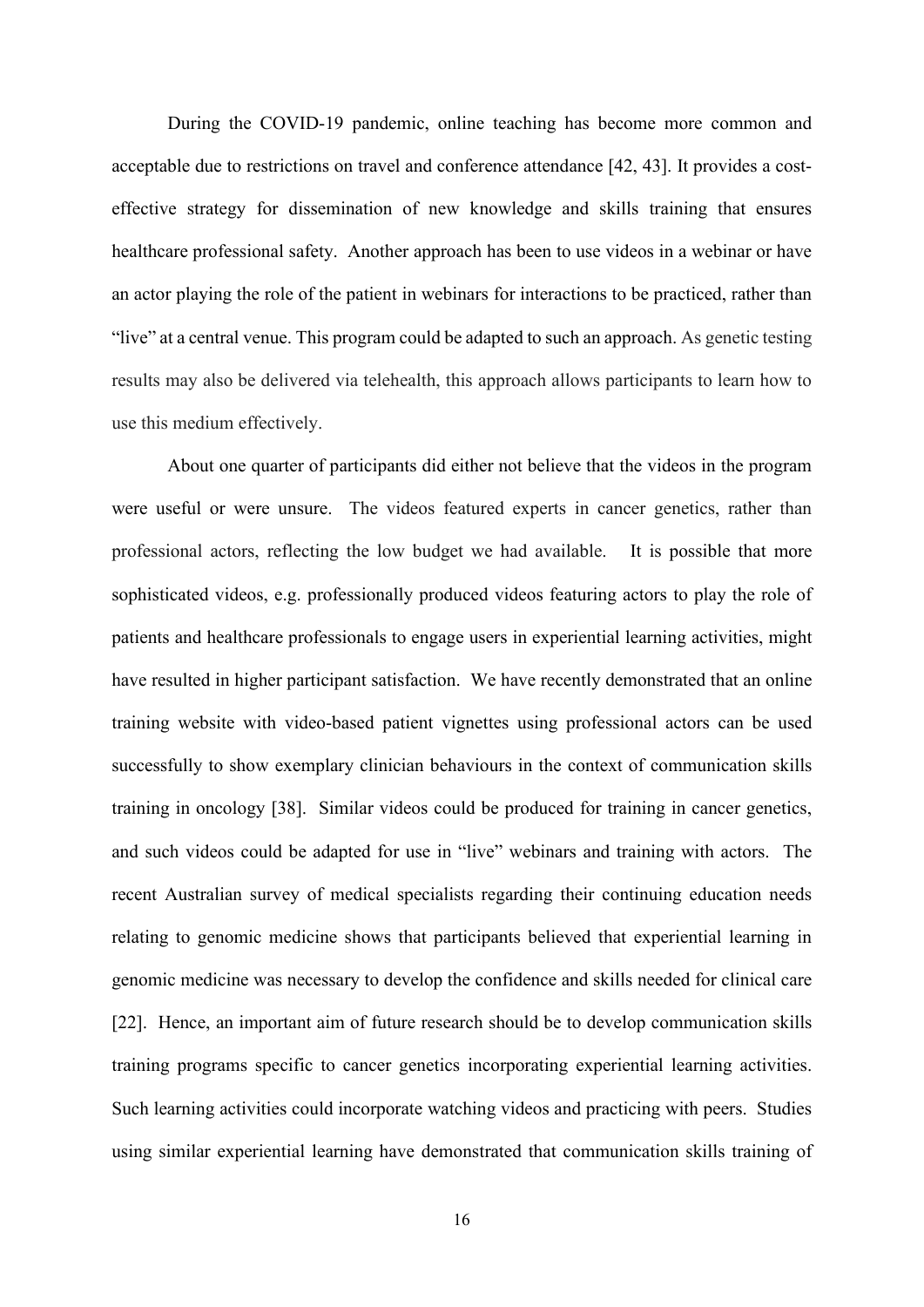During the COVID-19 pandemic, online teaching has become more common and acceptable due to restrictions on travel and conference attendance [42, 43]. It provides a cost-effective strategy for dissemination of new knowledge and skills training that ensures healthcare professional safety. Another approach has been to use videos in a webinar or have an actor playing the role of the patient in webinars for interactions to be practiced, rather than "live" at a central venue. This program could be adapted to such an approach. As genetic testing results may also be delivered via telehealth, this approach allows participants to learn how to use this medium effectively.

About one quarter of participants did either not believe that the videos in the program were useful or were unsure. The videos featured experts in cancer genetics, rather than professional actors, reflecting the low budget we had available. It is possible that more sophisticated videos, e.g. professionally produced videos featuring actors to play the role of patients and healthcare professionals to engage users in experiential learning activities, might have resulted in higher participant satisfaction. We have recently demonstrated that an online training website with video-based patient vignettes using professional actors can be used successfully to show exemplary clinician behaviours in the context of communication skills training in oncology [38]. Similar videos could be produced for training in cancer genetics, and such videos could be adapted for use in "live" webinars and training with actors. The recent Australian survey of medical specialists regarding their continuing education needs relating to genomic medicine shows that participants believed that experiential learning in genomic medicine was necessary to develop the confidence and skills needed for clinical care [22]. Hence, an important aim of future research should be to develop communication skills training programs specific to cancer genetics incorporating experiential learning activities. Such learning activities could incorporate watching videos and practicing with peers. Studies using similar experiential learning have demonstrated that communication skills training of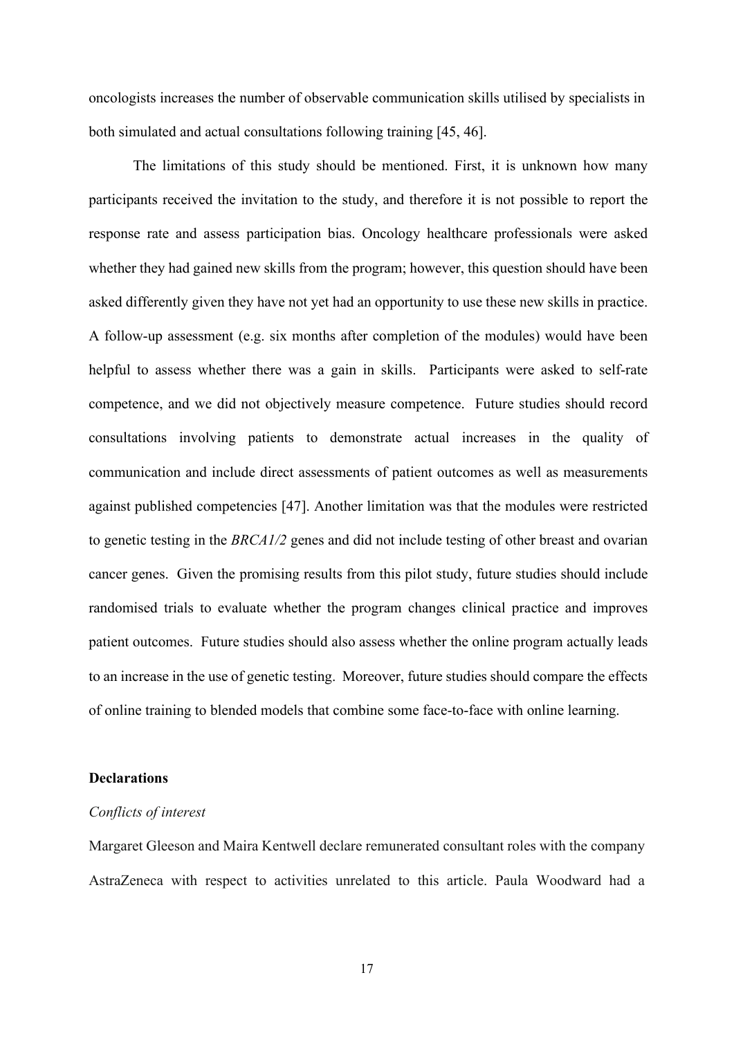oncologists increases the number of observable communication skills utilised by specialists in both simulated and actual consultations following training [45, 46].

The limitations of this study should be mentioned. First, it is unknown how many participants received the invitation to the study, and therefore it is not possible to report the response rate and assess participation bias. Oncology healthcare professionals were asked whether they had gained new skills from the program; however, this question should have been asked differently given they have not yet had an opportunity to use these new skills in practice. A follow-up assessment (e.g. six months after completion of the modules) would have been helpful to assess whether there was a gain in skills. Participants were asked to self-rate competence, and we did not objectively measure competence. Future studies should record consultations involving patients to demonstrate actual increases in the quality of communication and include direct assessments of patient outcomes as well as measurements against published competencies [47]. Another limitation was that the modules were restricted to genetic testing in the *BRCA1/2* genes and did not include testing of other breast and ovarian cancer genes. Given the promising results from this pilot study, future studies should include randomised trials to evaluate whether the program changes clinical practice and improves patient outcomes. Future studies should also assess whether the online program actually leads to an increase in the use of genetic testing. Moreover, future studies should compare the effects of online training to blended models that combine some face-to-face with online learning.

**Declarations**

*Conflicts of interest*

Margaret Gleeson and Maira Kentwell declare remunerated consultant roles with the company AstraZeneca with respect to activities unrelated to this article. Paula Woodward had a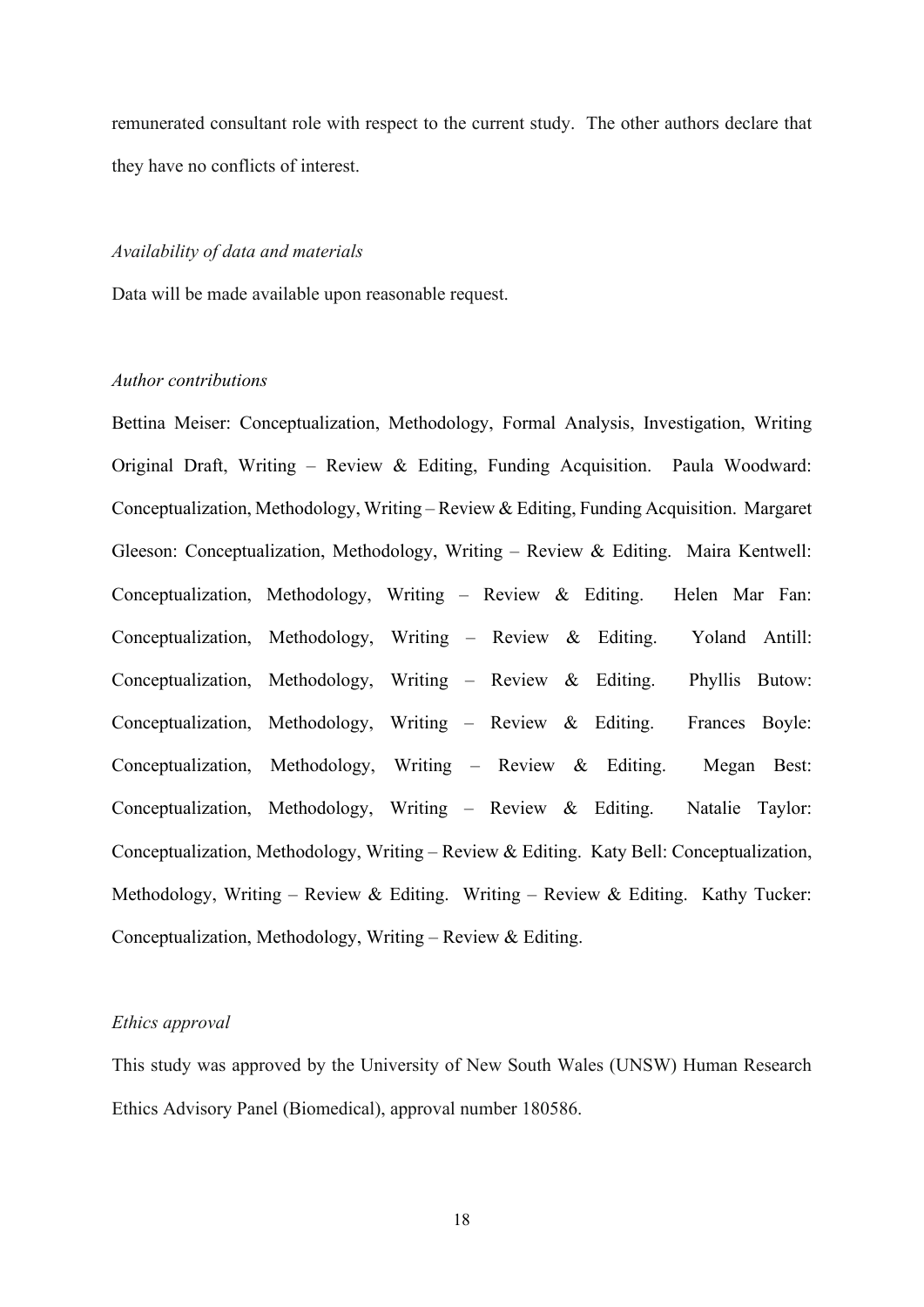remunerated consultant role with respect to the current study. The other authors declare that they have no conflicts of interest.

*Availability of data and materials*

Data will be made available upon reasonable request.

*Author contributions*

Bettina Meiser: Conceptualization, Methodology, Formal Analysis, Investigation, Writing Original Draft, Writing – Review & Editing, Funding Acquisition. Paula Woodward: Conceptualization, Methodology, Writing – Review & Editing, Funding Acquisition. Margaret Gleeson: Conceptualization, Methodology, Writing – Review & Editing. Maira Kentwell: Conceptualization, Methodology, Writing – Review & Editing. Helen Mar Fan: Conceptualization, Methodology, Writing – Review & Editing. Yoland Antill: Conceptualization, Methodology, Writing – Review & Editing. Phyllis Butow: Conceptualization, Methodology, Writing – Review & Editing. Frances Boyle: Conceptualization, Methodology, Writing – Review & Editing. Megan Best: Conceptualization, Methodology, Writing – Review & Editing. Natalie Taylor: Conceptualization, Methodology, Writing – Review & Editing. Katy Bell: Conceptualization, Methodology, Writing – Review & Editing. Writing – Review & Editing. Kathy Tucker: Conceptualization, Methodology, Writing – Review & Editing.

*Ethics approval*

This study was approved by the University of New South Wales (UNSW) Human Research Ethics Advisory Panel (Biomedical), approval number 180586.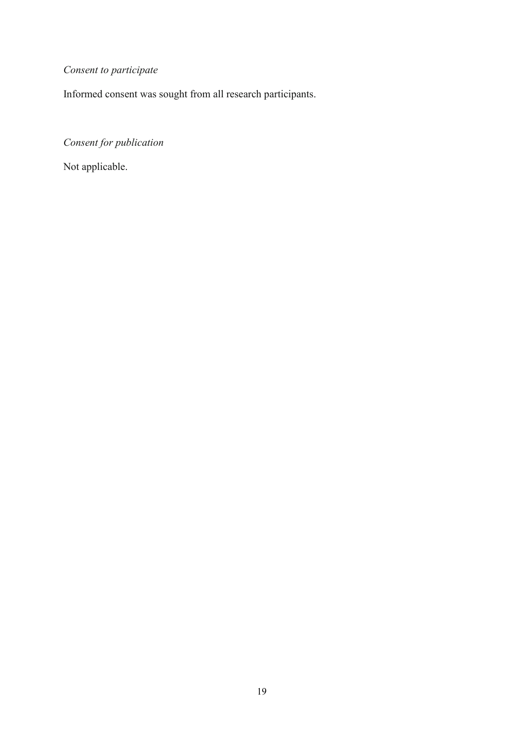*Consent to participate*

Informed consent was sought from all research participants.

*Consent for publication*

Not applicable.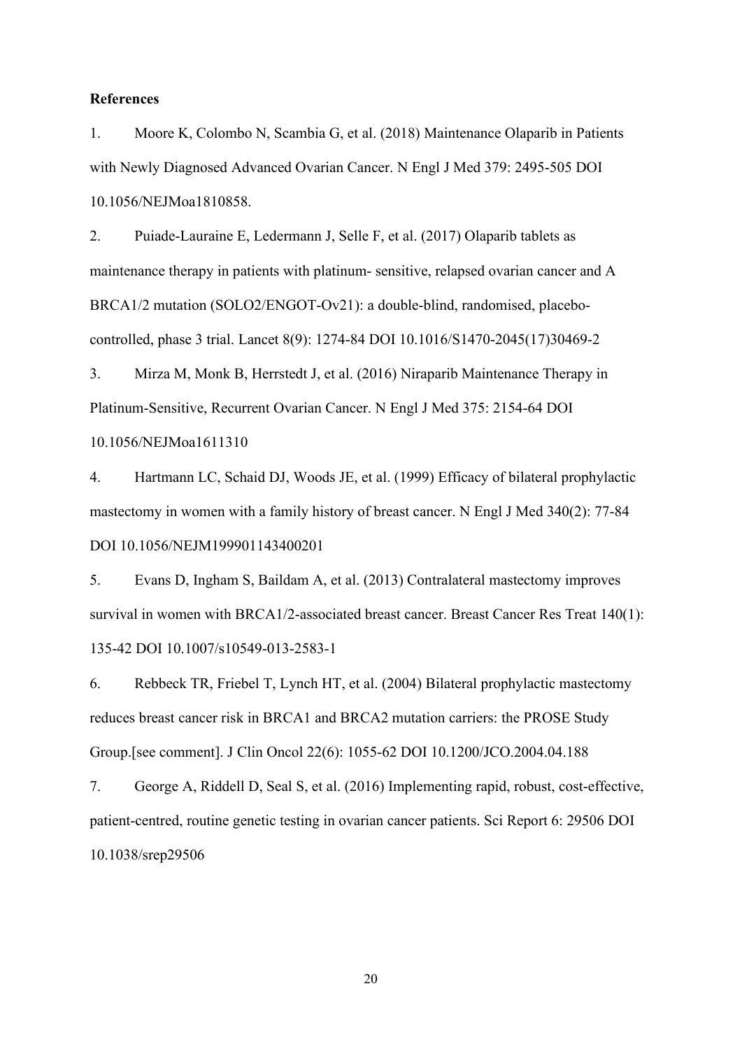**References**

1. Moore K, Colombo N, Scambia G, et al. (2018) Maintenance Olaparib in Patients with Newly Diagnosed Advanced Ovarian Cancer. N Engl J Med 379: 2495-505 DOI 10.1056/NEJMoa1810858.

2. Puiade-Lauraine E, Ledermann J, Selle F, et al. (2017) Olaparib tablets as maintenance therapy in patients with platinum- sensitive, relapsed ovarian cancer and A BRCA1/2 mutation (SOLO2/ENGOT-Ov21): a double-blind, randomised, placebo-controlled, phase 3 trial. Lancet 8(9): 1274-84 DOI 10.1016/S1470-2045(17)30469-2

3. Mirza M, Monk B, Herrstedt J, et al. (2016) Niraparib Maintenance Therapy in Platinum-Sensitive, Recurrent Ovarian Cancer. N Engl J Med 375: 2154-64 DOI 10.1056/NEJMoa1611310

4. Hartmann LC, Schaid DJ, Woods JE, et al. (1999) Efficacy of bilateral prophylactic mastectomy in women with a family history of breast cancer. N Engl J Med 340(2): 77-84 DOI 10.1056/NEJM199901143400201

5. Evans D, Ingham S, Baildam A, et al. (2013) Contralateral mastectomy improves survival in women with BRCA1/2-associated breast cancer. Breast Cancer Res Treat 140(1): 135-42 DOI 10.1007/s10549-013-2583-1

6. Rebbeck TR, Friebel T, Lynch HT, et al. (2004) Bilateral prophylactic mastectomy reduces breast cancer risk in BRCA1 and BRCA2 mutation carriers: the PROSE Study Group.[see comment]. J Clin Oncol 22(6): 1055-62 DOI 10.1200/JCO.2004.04.188

7. George A, Riddell D, Seal S, et al. (2016) Implementing rapid, robust, cost-effective, patient-centred, routine genetic testing in ovarian cancer patients. Sci Report 6: 29506 DOI 10.1038/srep29506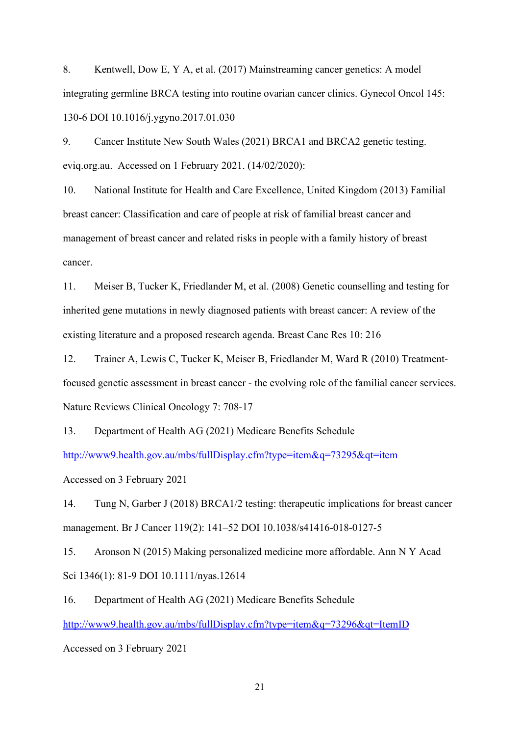8. Kentwell, Dow E, Y A, et al. (2017) Mainstreaming cancer genetics: A model integrating germline BRCA testing into routine ovarian cancer clinics. Gynecol Oncol 145: 130-6 DOI 10.1016/j.ygyno.2017.01.030

9. Cancer Institute New South Wales (2021) BRCA1 and BRCA2 genetic testing. eviq.org.au. Accessed on 1 February 2021. (14/02/2020):

10. National Institute for Health and Care Excellence, United Kingdom (2013) Familial breast cancer: Classification and care of people at risk of familial breast cancer and management of breast cancer and related risks in people with a family history of breast cancer.

11. Meiser B, Tucker K, Friedlander M, et al. (2008) Genetic counselling and testing for inherited gene mutations in newly diagnosed patients with breast cancer: A review of the existing literature and a proposed research agenda. Breast Canc Res 10: 216

12. Trainer A, Lewis C, Tucker K, Meiser B, Friedlander M, Ward R (2010) Treatment-focused genetic assessment in breast cancer - the evolving role of the familial cancer services. Nature Reviews Clinical Oncology 7: 708-17

13. Department of Health AG (2021) Medicare Benefits Schedule http://www9.health.gov.au/mbs/fullDisplay.cfm?type=item&q=73295&qt=item Accessed on 3 February 2021

14. Tung N, Garber J (2018) BRCA1/2 testing: therapeutic implications for breast cancer management. Br J Cancer 119(2): 141–52 DOI 10.1038/s41416-018-0127-5

15. Aronson N (2015) Making personalized medicine more affordable. Ann N Y Acad Sci 1346(1): 81-9 DOI 10.1111/nyas.12614

16. Department of Health AG (2021) Medicare Benefits Schedule http://www9.health.gov.au/mbs/fullDisplay.cfm?type=item&q=73296&qt=ItemID Accessed on 3 February 2021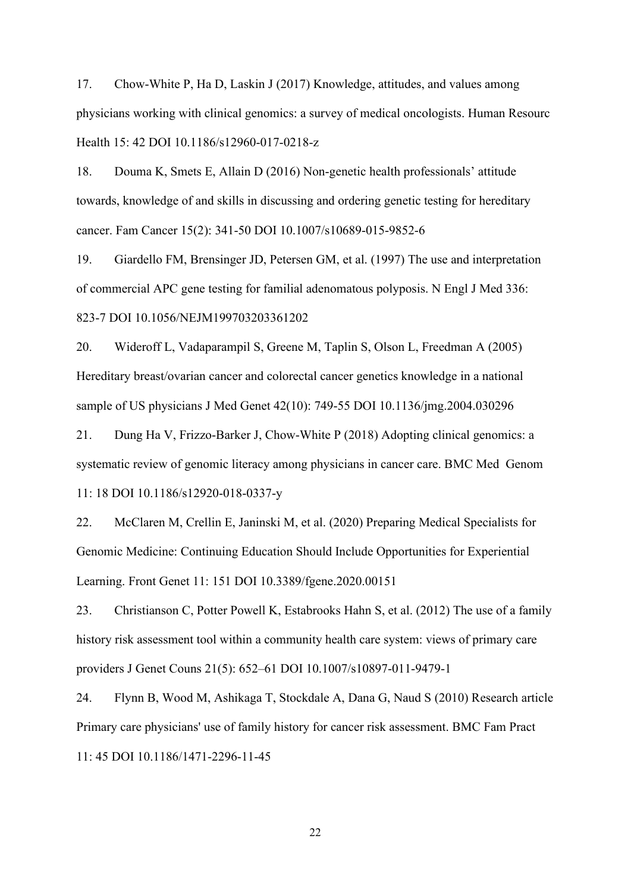17. Chow-White P, Ha D, Laskin J (2017) Knowledge, attitudes, and values among physicians working with clinical genomics: a survey of medical oncologists. Human Resourc Health 15: 42 DOI 10.1186/s12960-017-0218-z

18. Douma K, Smets E, Allain D (2016) Non-genetic health professionals' attitude towards, knowledge of and skills in discussing and ordering genetic testing for hereditary cancer. Fam Cancer 15(2): 341-50 DOI 10.1007/s10689-015-9852-6

19. Giardello FM, Brensinger JD, Petersen GM, et al. (1997) The use and interpretation of commercial APC gene testing for familial adenomatous polyposis. N Engl J Med 336: 823-7 DOI 10.1056/NEJM199703203361202

20. Wideroff L, Vadaparampil S, Greene M, Taplin S, Olson L, Freedman A (2005) Hereditary breast/ovarian cancer and colorectal cancer genetics knowledge in a national sample of US physicians J Med Genet 42(10): 749-55 DOI 10.1136/jmg.2004.030296

21. Dung Ha V, Frizzo-Barker J, Chow-White P (2018) Adopting clinical genomics: a systematic review of genomic literacy among physicians in cancer care. BMC Med Genom 11: 18 DOI 10.1186/s12920-018-0337-y

22. McClaren M, Crellin E, Janinski M, et al. (2020) Preparing Medical Specialists for Genomic Medicine: Continuing Education Should Include Opportunities for Experiential Learning. Front Genet 11: 151 DOI 10.3389/fgene.2020.00151

23. Christianson C, Potter Powell K, Estabrooks Hahn S, et al. (2012) The use of a family history risk assessment tool within a community health care system: views of primary care providers J Genet Couns 21(5): 652–61 DOI 10.1007/s10897-011-9479-1

24. Flynn B, Wood M, Ashikaga T, Stockdale A, Dana G, Naud S (2010) Research article Primary care physicians' use of family history for cancer risk assessment. BMC Fam Pract 11: 45 DOI 10.1186/1471-2296-11-45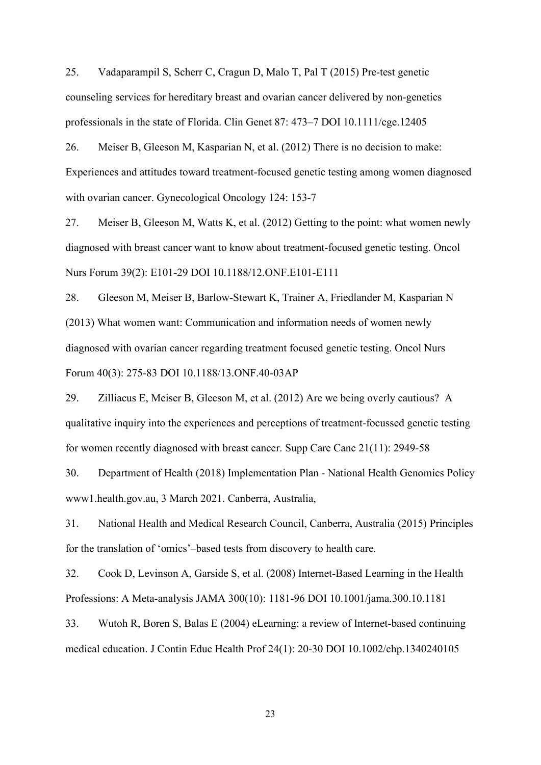25. Vadaparampil S, Scherr C, Cragun D, Malo T, Pal T (2015) Pre-test genetic counseling services for hereditary breast and ovarian cancer delivered by non-genetics professionals in the state of Florida. Clin Genet 87: 473–7 DOI 10.1111/cge.12405

26. Meiser B, Gleeson M, Kasparian N, et al. (2012) There is no decision to make: Experiences and attitudes toward treatment-focused genetic testing among women diagnosed with ovarian cancer. Gynecological Oncology 124: 153-7

27. Meiser B, Gleeson M, Watts K, et al. (2012) Getting to the point: what women newly diagnosed with breast cancer want to know about treatment-focused genetic testing. Oncol Nurs Forum 39(2): E101-29 DOI 10.1188/12.ONF.E101-E111

28. Gleeson M, Meiser B, Barlow-Stewart K, Trainer A, Friedlander M, Kasparian N (2013) What women want: Communication and information needs of women newly diagnosed with ovarian cancer regarding treatment focused genetic testing. Oncol Nurs Forum 40(3): 275-83 DOI 10.1188/13.ONF.40-03AP

29. Zilliacus E, Meiser B, Gleeson M, et al. (2012) Are we being overly cautious? A qualitative inquiry into the experiences and perceptions of treatment-focussed genetic testing for women recently diagnosed with breast cancer. Supp Care Canc 21(11): 2949-58

30. Department of Health (2018) Implementation Plan - National Health Genomics Policy www1.health.gov.au, 3 March 2021. Canberra, Australia,

31. National Health and Medical Research Council, Canberra, Australia (2015) Principles for the translation of 'omics'–based tests from discovery to health care.

32. Cook D, Levinson A, Garside S, et al. (2008) Internet-Based Learning in the Health Professions: A Meta-analysis JAMA 300(10): 1181-96 DOI 10.1001/jama.300.10.1181

33. Wutoh R, Boren S, Balas E (2004) eLearning: a review of Internet-based continuing medical education. J Contin Educ Health Prof 24(1): 20-30 DOI 10.1002/chp.1340240105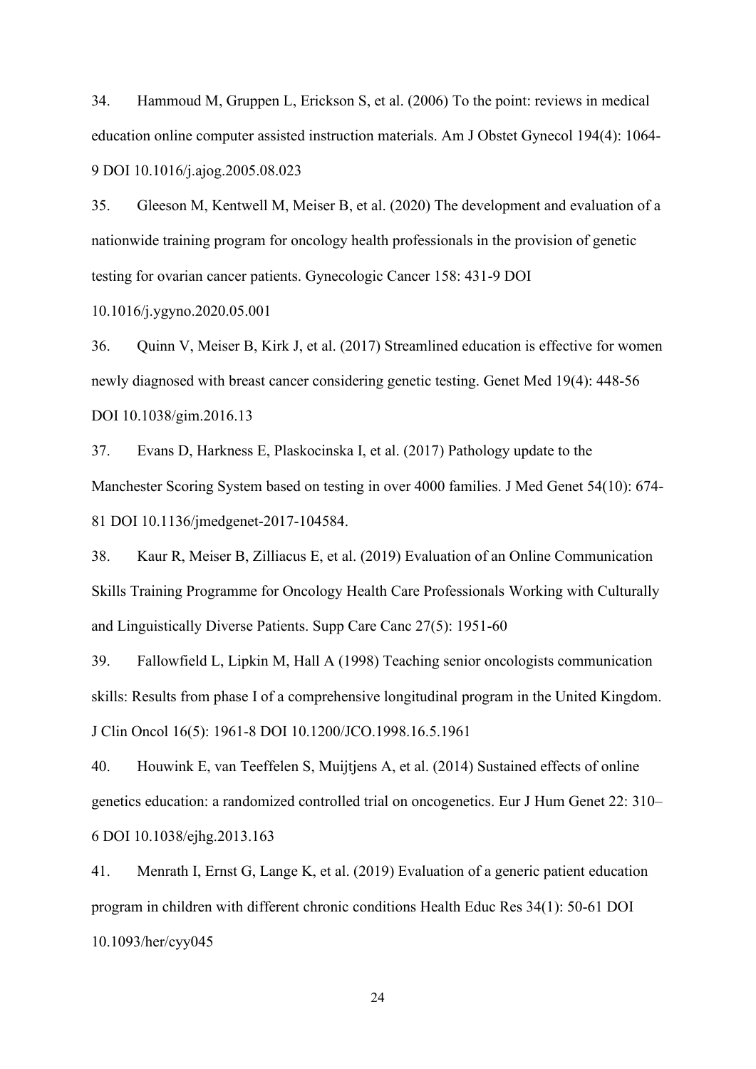34. Hammoud M, Gruppen L, Erickson S, et al. (2006) To the point: reviews in medical education online computer assisted instruction materials. Am J Obstet Gynecol 194(4): 1064-9 DOI 10.1016/j.ajog.2005.08.023

35. Gleeson M, Kentwell M, Meiser B, et al. (2020) The development and evaluation of a nationwide training program for oncology health professionals in the provision of genetic testing for ovarian cancer patients. Gynecologic Cancer 158: 431-9 DOI 10.1016/j.ygyno.2020.05.001

36. Quinn V, Meiser B, Kirk J, et al. (2017) Streamlined education is effective for women newly diagnosed with breast cancer considering genetic testing. Genet Med 19(4): 448-56 DOI 10.1038/gim.2016.13

37. Evans D, Harkness E, Plaskocinska I, et al. (2017) Pathology update to the Manchester Scoring System based on testing in over 4000 families. J Med Genet 54(10): 674-81 DOI 10.1136/jmedgenet-2017-104584.

38. Kaur R, Meiser B, Zilliacus E, et al. (2019) Evaluation of an Online Communication Skills Training Programme for Oncology Health Care Professionals Working with Culturally and Linguistically Diverse Patients. Supp Care Canc 27(5): 1951-60

39. Fallowfield L, Lipkin M, Hall A (1998) Teaching senior oncologists communication skills: Results from phase I of a comprehensive longitudinal program in the United Kingdom. J Clin Oncol 16(5): 1961-8 DOI 10.1200/JCO.1998.16.5.1961

40. Houwink E, van Teeffelen S, Muijtjens A, et al. (2014) Sustained effects of online genetics education: a randomized controlled trial on oncogenetics. Eur J Hum Genet 22: 310–6 DOI 10.1038/ejhg.2013.163

41. Menrath I, Ernst G, Lange K, et al. (2019) Evaluation of a generic patient education program in children with different chronic conditions Health Educ Res 34(1): 50-61 DOI 10.1093/her/cyy045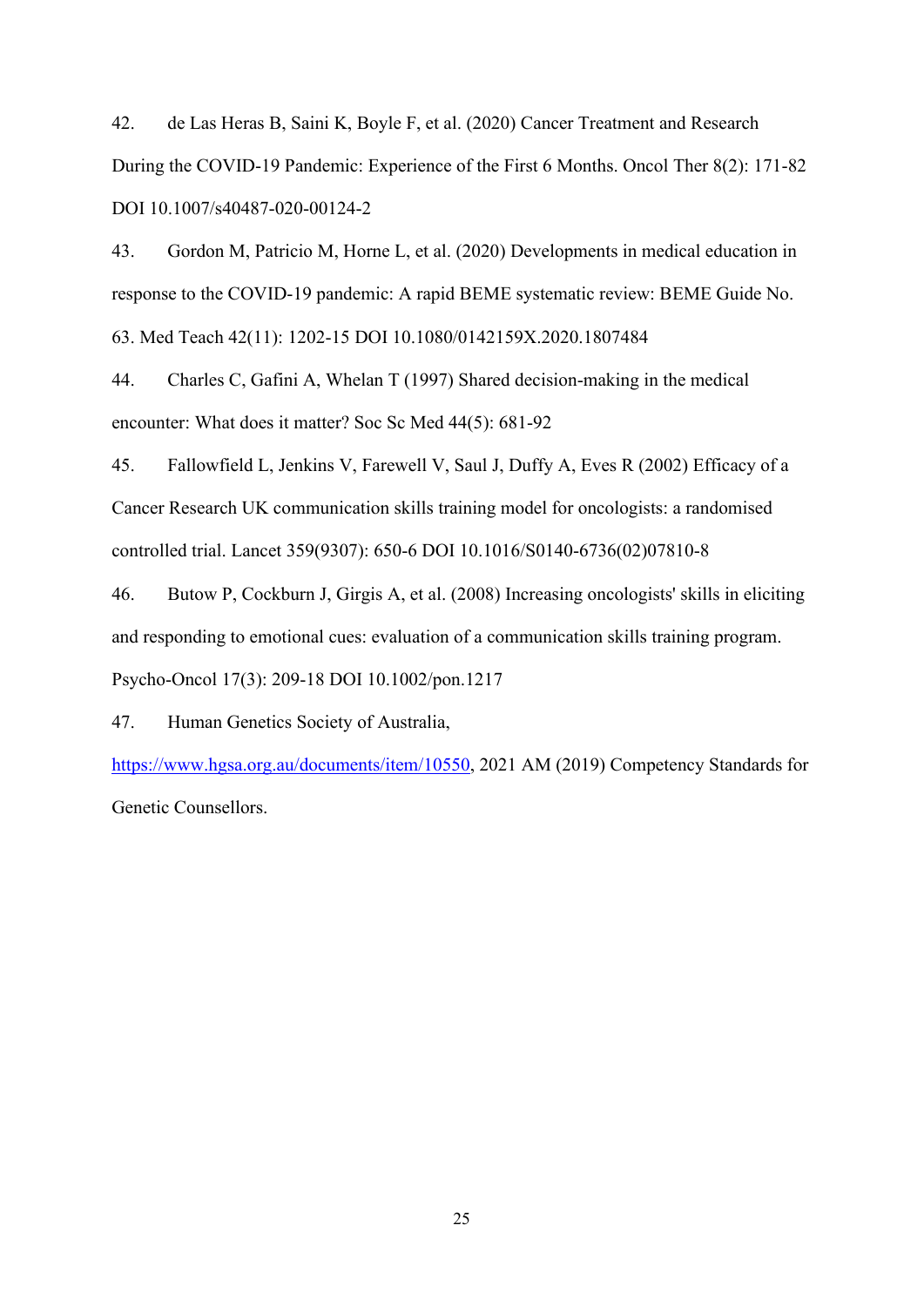42. de Las Heras B, Saini K, Boyle F, et al. (2020) Cancer Treatment and Research During the COVID-19 Pandemic: Experience of the First 6 Months. Oncol Ther 8(2): 171-82 DOI 10.1007/s40487-020-00124-2

43. Gordon M, Patricio M, Horne L, et al. (2020) Developments in medical education in response to the COVID-19 pandemic: A rapid BEME systematic review: BEME Guide No. 63. Med Teach 42(11): 1202-15 DOI 10.1080/0142159X.2020.1807484

44. Charles C, Gafini A, Whelan T (1997) Shared decision-making in the medical encounter: What does it matter? Soc Sc Med 44(5): 681-92

45. Fallowfield L, Jenkins V, Farewell V, Saul J, Duffy A, Eves R (2002) Efficacy of a Cancer Research UK communication skills training model for oncologists: a randomised controlled trial. Lancet 359(9307): 650-6 DOI 10.1016/S0140-6736(02)07810-8

46. Butow P, Cockburn J, Girgis A, et al. (2008) Increasing oncologists' skills in eliciting and responding to emotional cues: evaluation of a communication skills training program. Psycho-Oncol 17(3): 209-18 DOI 10.1002/pon.1217

47. Human Genetics Society of Australia, [https://www.hgsa.org.au/documents/item/10550](https://www.hgsa.org.au/documents/item/10550), 2021 AM (2019) Competency Standards for Genetic Counsellors.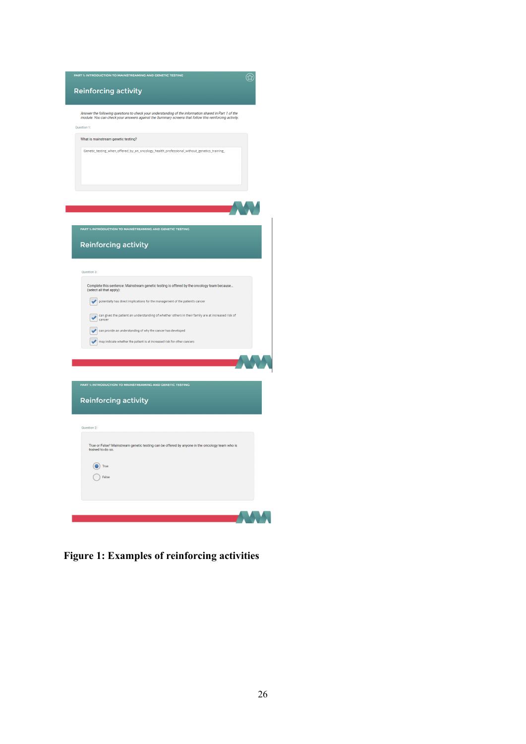PART 1: INTRODUCTION TO MAINSTREAMING AND GENETIC TESTING

## Reinforcing activity

*Answer the following questions to check your understanding of the information shared in Part 1 of the module. You can check your answers against the Summary screens that follow this reinforcing activity.*

Question 1:

What is mainstream genetic testing?

Genetic_testing_when_offered_by_an_oncology_health_professional_without_genetics_training_

PART 1: INTRODUCTION TO MAINSTREAMING AND GENETIC TESTING

## Reinforcing activity

Question 3:

Complete this sentence: Mainstream genetic testing is offered by the oncology team because... (select all that apply):

- [x] potentially has direct implications for the management of the patient's cancer
- [x] can gives the patient an understanding of whether others in their family are at increased risk of cancer
- [x] can provide an understanding of why the cancer has developed
- [x] may indicate whether the patient is at increased risk for other cancers

PART 1: INTRODUCTION TO MAINSTREAMING AND GENETIC TESTING

## Reinforcing activity

Question 2:

True or False? Mainstream genetic testing can be offered by anyone in the oncology team who is trained to do so.

- (•) True
- ( ) False

**Figure 1: Examples of reinforcing activities**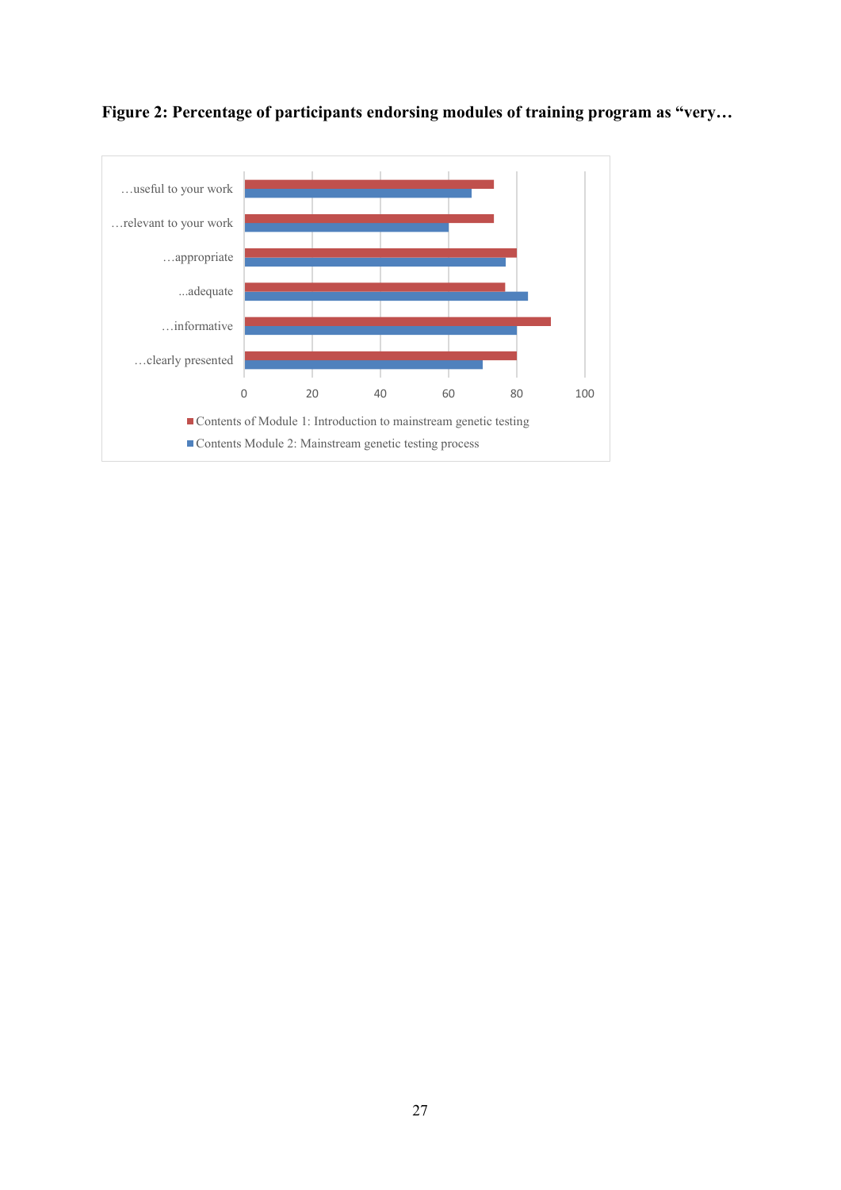**Figure 2: Percentage of participants endorsing modules of training program as "very…**

| | Contents of Module 1: Introduction to mainstream genetic testing | Contents Module 2: Mainstream genetic testing process |
|---|---|---|
| …useful to your work | | |
| …relevant to your work | | |
| …appropriate | | |
| ...adequate | | |
| …informative | | |
| …clearly presented | | |

0 20 40 60 80 100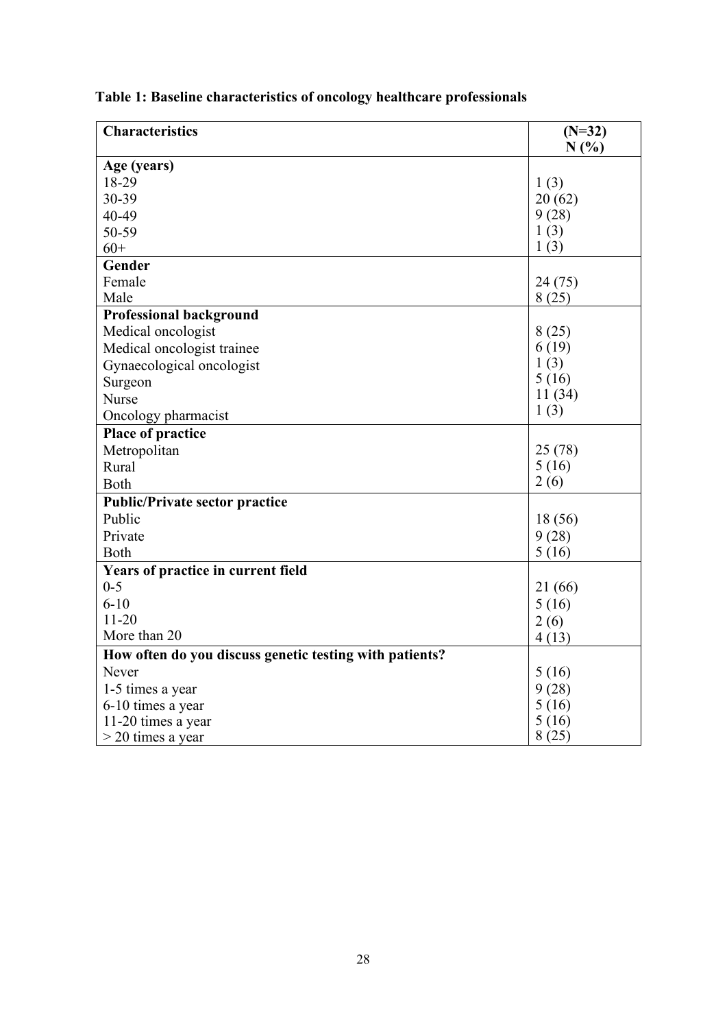**Table 1: Baseline characteristics of oncology healthcare professionals**

| Characteristics | (N=32) N (%) |
|---|---|
| **Age (years)** | |
| 18-29 | 1 (3) |
| 30-39 | 20 (62) |
| 40-49 | 9 (28) |
| 50-59 | 1 (3) |
| 60+ | 1 (3) |
| **Gender** | |
| Female | 24 (75) |
| Male | 8 (25) |
| **Professional background** | |
| Medical oncologist | 8 (25) |
| Medical oncologist trainee | 6 (19) |
| Gynaecological oncologist | 1 (3) |
| Surgeon | 5 (16) |
| Nurse | 11 (34) |
| Oncology pharmacist | 1 (3) |
| **Place of practice** | |
| Metropolitan | 25 (78) |
| Rural | 5 (16) |
| Both | 2 (6) |
| **Public/Private sector practice** | |
| Public | 18 (56) |
| Private | 9 (28) |
| Both | 5 (16) |
| **Years of practice in current field** | |
| 0-5 | 21 (66) |
| 6-10 | 5 (16) |
| 11-20 | 2 (6) |
| More than 20 | 4 (13) |
| **How often do you discuss genetic testing with patients?** | |
| Never | 5 (16) |
| 1-5 times a year | 9 (28) |
| 6-10 times a year | 5 (16) |
| 11-20 times a year | 5 (16) |
| > 20 times a year | 8 (25) |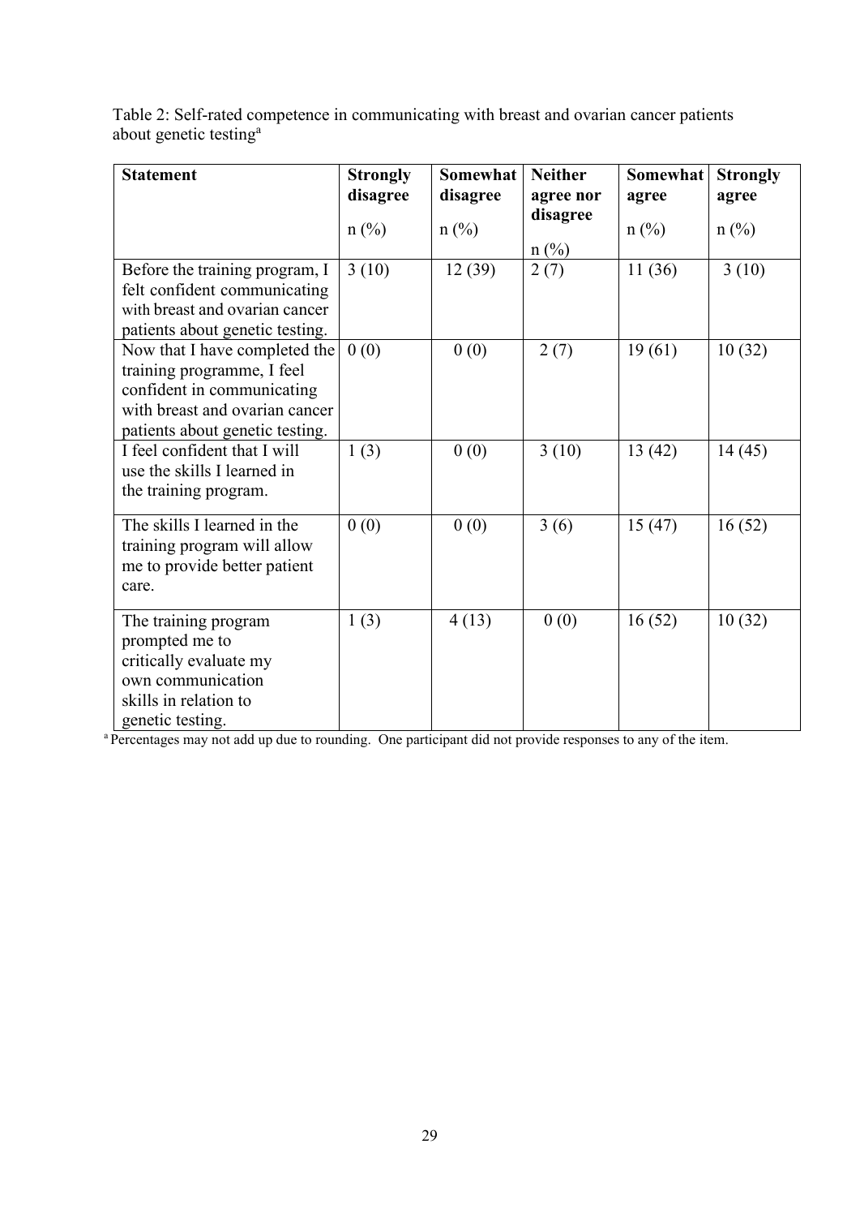Table 2: Self-rated competence in communicating with breast and ovarian cancer patients about genetic testing[a]

| Statement | Strongly disagree n (%) | Somewhat disagree n (%) | Neither agree nor disagree n (%) | Somewhat agree n (%) | Strongly agree n (%) |
|---|---|---|---|---|---|
| Before the training program, I felt confident communicating with breast and ovarian cancer patients about genetic testing. | 3 (10) | 12 (39) | 2 (7) | 11 (36) | 3 (10) |
| Now that I have completed the training programme, I feel confident in communicating with breast and ovarian cancer patients about genetic testing. | 0 (0) | 0 (0) | 2 (7) | 19 (61) | 10 (32) |
| I feel confident that I will use the skills I learned in the training program. | 1 (3) | 0 (0) | 3 (10) | 13 (42) | 14 (45) |
| The skills I learned in the training program will allow me to provide better patient care. | 0 (0) | 0 (0) | 3 (6) | 15 (47) | 16 (52) |
| The training program prompted me to critically evaluate my own communication skills in relation to genetic testing. | 1 (3) | 4 (13) | 0 (0) | 16 (52) | 10 (32) |

[a] Percentages may not add up due to rounding. One participant did not provide responses to any of the item.